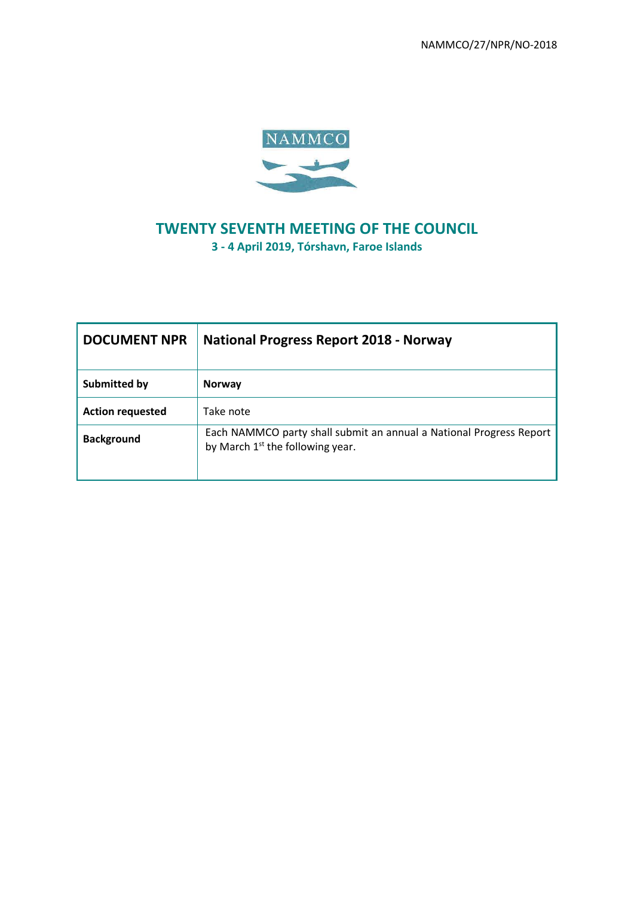NAMMCO/27/NPR/NO-2018

NAMMCO

# TWENTY SEVENTH MEETING OF THE COUNCIL

**3 - 4 April 2019, Tórshavn, Faroe Islands**

| **DOCUMENT NPR** | **National Progress Report 2018 - Norway** |
|---|---|
| **Submitted by** | **Norway** |
| **Action requested** | Take note |
| **Background** | Each NAMMCO party shall submit an annual a National Progress Report by March 1st the following year. |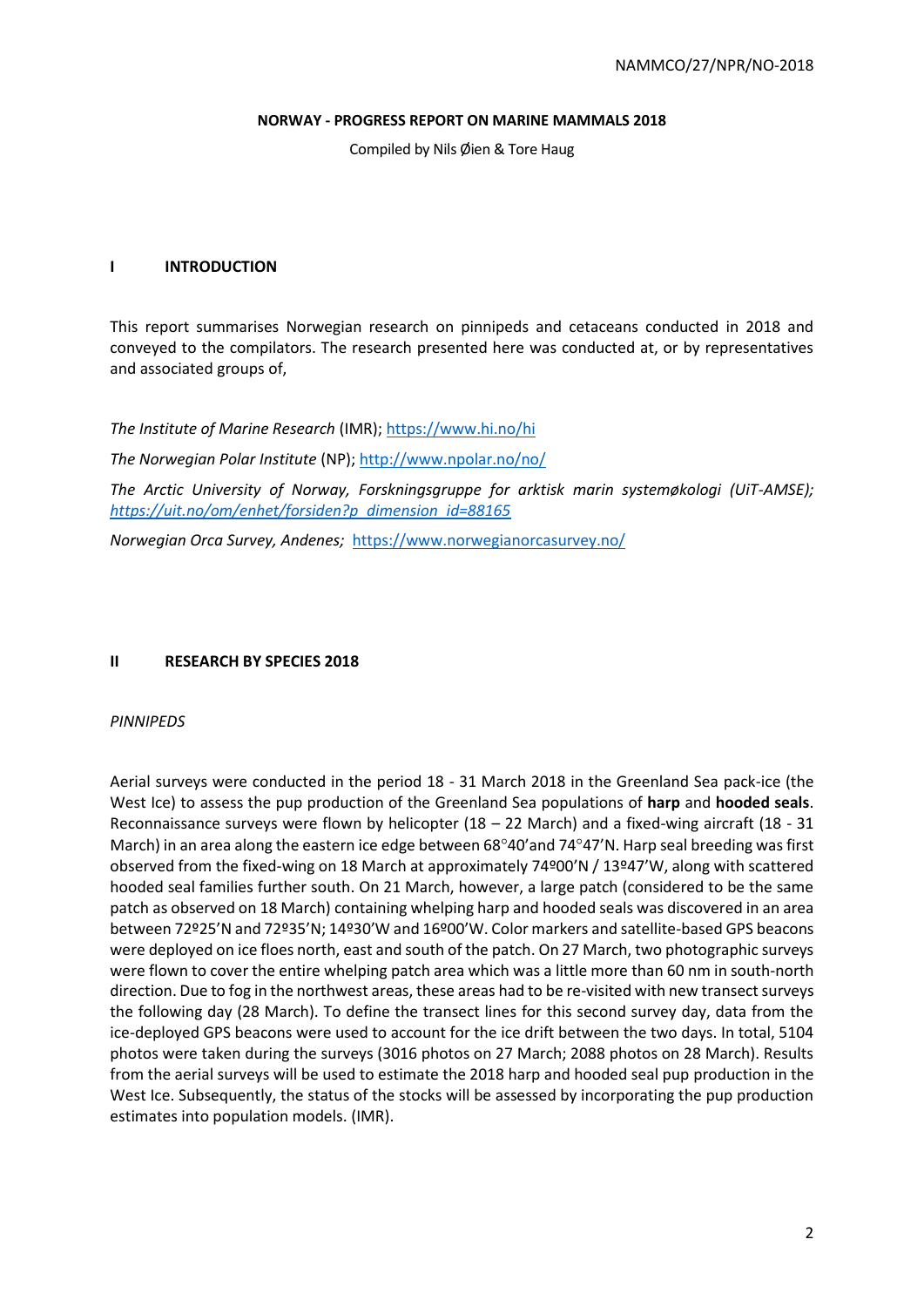**NORWAY - PROGRESS REPORT ON MARINE MAMMALS 2018**

Compiled by Nils Øien & Tore Haug

## I INTRODUCTION

This report summarises Norwegian research on pinnipeds and cetaceans conducted in 2018 and conveyed to the compilators. The research presented here was conducted at, or by representatives and associated groups of,

*The Institute of Marine Research* (IMR); https://www.hi.no/hi

*The Norwegian Polar Institute* (NP); http://www.npolar.no/no/

*The Arctic University of Norway, Forskningsgruppe for arktisk marin systemøkologi (UiT-AMSE); https://uit.no/om/enhet/forsiden?p_dimension_id=88165*

*Norwegian Orca Survey, Andenes;* https://www.norwegianorcasurvey.no/

## II RESEARCH BY SPECIES 2018

*PINNIPEDS*

Aerial surveys were conducted in the period 18 - 31 March 2018 in the Greenland Sea pack-ice (the West Ice) to assess the pup production of the Greenland Sea populations of **harp** and **hooded seals**. Reconnaissance surveys were flown by helicopter (18 – 22 March) and a fixed-wing aircraft (18 - 31 March) in an area along the eastern ice edge between 68°40'and 74°47'N. Harp seal breeding was first observed from the fixed-wing on 18 March at approximately 74º00'N / 13º47'W, along with scattered hooded seal families further south. On 21 March, however, a large patch (considered to be the same patch as observed on 18 March) containing whelping harp and hooded seals was discovered in an area between 72º25'N and 72º35'N; 14º30'W and 16º00'W. Color markers and satellite-based GPS beacons were deployed on ice floes north, east and south of the patch. On 27 March, two photographic surveys were flown to cover the entire whelping patch area which was a little more than 60 nm in south-north direction. Due to fog in the northwest areas, these areas had to be re-visited with new transect surveys the following day (28 March). To define the transect lines for this second survey day, data from the ice-deployed GPS beacons were used to account for the ice drift between the two days. In total, 5104 photos were taken during the surveys (3016 photos on 27 March; 2088 photos on 28 March). Results from the aerial surveys will be used to estimate the 2018 harp and hooded seal pup production in the West Ice. Subsequently, the status of the stocks will be assessed by incorporating the pup production estimates into population models. (IMR).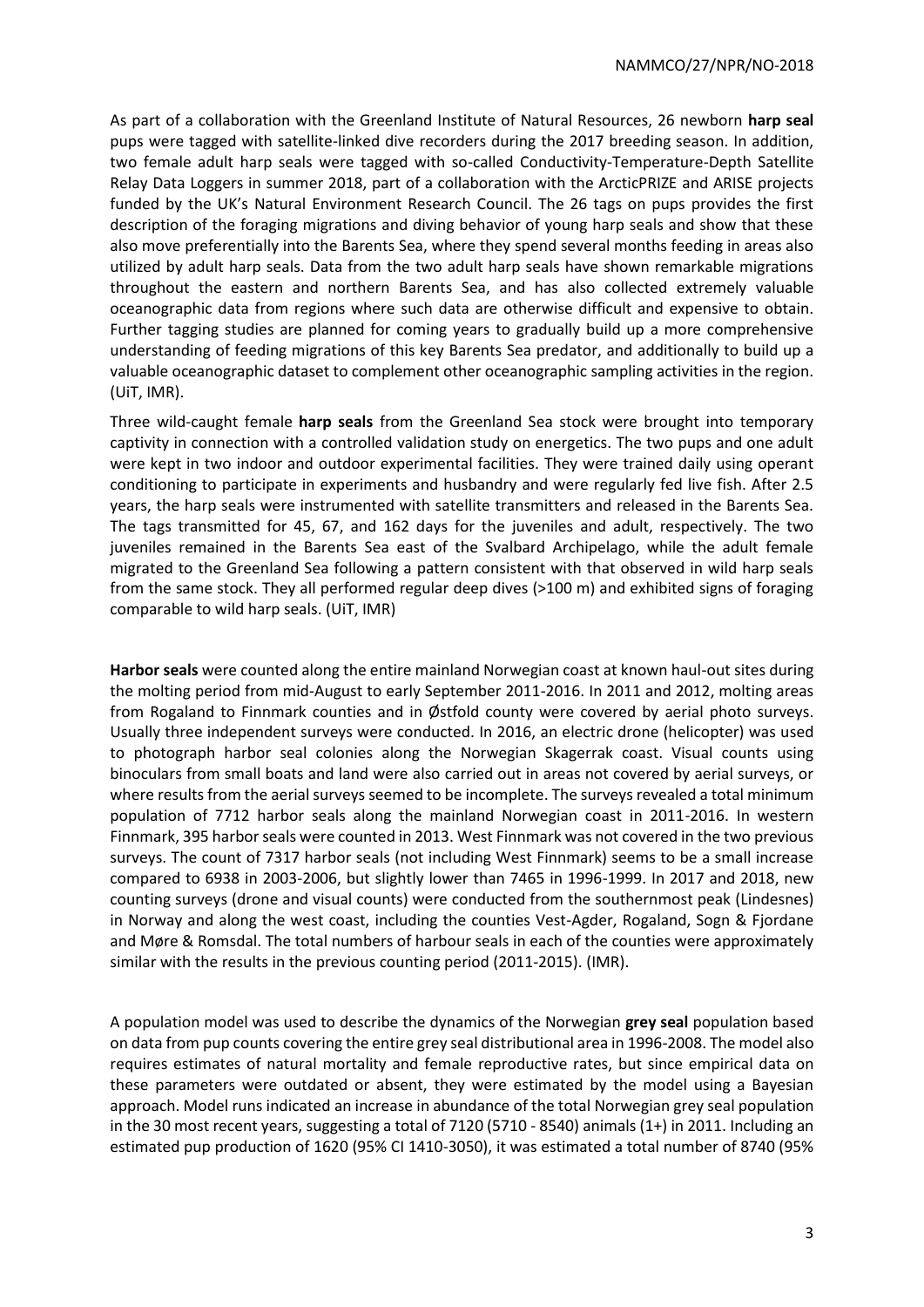As part of a collaboration with the Greenland Institute of Natural Resources, 26 newborn **harp seal** pups were tagged with satellite-linked dive recorders during the 2017 breeding season. In addition, two female adult harp seals were tagged with so-called Conductivity-Temperature-Depth Satellite Relay Data Loggers in summer 2018, part of a collaboration with the ArcticPRIZE and ARISE projects funded by the UK's Natural Environment Research Council. The 26 tags on pups provides the first description of the foraging migrations and diving behavior of young harp seals and show that these also move preferentially into the Barents Sea, where they spend several months feeding in areas also utilized by adult harp seals. Data from the two adult harp seals have shown remarkable migrations throughout the eastern and northern Barents Sea, and has also collected extremely valuable oceanographic data from regions where such data are otherwise difficult and expensive to obtain. Further tagging studies are planned for coming years to gradually build up a more comprehensive understanding of feeding migrations of this key Barents Sea predator, and additionally to build up a valuable oceanographic dataset to complement other oceanographic sampling activities in the region. (UiT, IMR).

Three wild-caught female **harp seals** from the Greenland Sea stock were brought into temporary captivity in connection with a controlled validation study on energetics. The two pups and one adult were kept in two indoor and outdoor experimental facilities. They were trained daily using operant conditioning to participate in experiments and husbandry and were regularly fed live fish. After 2.5 years, the harp seals were instrumented with satellite transmitters and released in the Barents Sea. The tags transmitted for 45, 67, and 162 days for the juveniles and adult, respectively. The two juveniles remained in the Barents Sea east of the Svalbard Archipelago, while the adult female migrated to the Greenland Sea following a pattern consistent with that observed in wild harp seals from the same stock. They all performed regular deep dives (>100 m) and exhibited signs of foraging comparable to wild harp seals. (UiT, IMR)

**Harbor seals** were counted along the entire mainland Norwegian coast at known haul-out sites during the molting period from mid-August to early September 2011-2016. In 2011 and 2012, molting areas from Rogaland to Finnmark counties and in Østfold county were covered by aerial photo surveys. Usually three independent surveys were conducted. In 2016, an electric drone (helicopter) was used to photograph harbor seal colonies along the Norwegian Skagerrak coast. Visual counts using binoculars from small boats and land were also carried out in areas not covered by aerial surveys, or where results from the aerial surveys seemed to be incomplete. The surveys revealed a total minimum population of 7712 harbor seals along the mainland Norwegian coast in 2011-2016. In western Finnmark, 395 harbor seals were counted in 2013. West Finnmark was not covered in the two previous surveys. The count of 7317 harbor seals (not including West Finnmark) seems to be a small increase compared to 6938 in 2003-2006, but slightly lower than 7465 in 1996-1999. In 2017 and 2018, new counting surveys (drone and visual counts) were conducted from the southernmost peak (Lindesnes) in Norway and along the west coast, including the counties Vest-Agder, Rogaland, Sogn & Fjordane and Møre & Romsdal. The total numbers of harbour seals in each of the counties were approximately similar with the results in the previous counting period (2011-2015). (IMR).

A population model was used to describe the dynamics of the Norwegian **grey seal** population based on data from pup counts covering the entire grey seal distributional area in 1996-2008. The model also requires estimates of natural mortality and female reproductive rates, but since empirical data on these parameters were outdated or absent, they were estimated by the model using a Bayesian approach. Model runs indicated an increase in abundance of the total Norwegian grey seal population in the 30 most recent years, suggesting a total of 7120 (5710 - 8540) animals (1+) in 2011. Including an estimated pup production of 1620 (95% CI 1410-3050), it was estimated a total number of 8740 (95%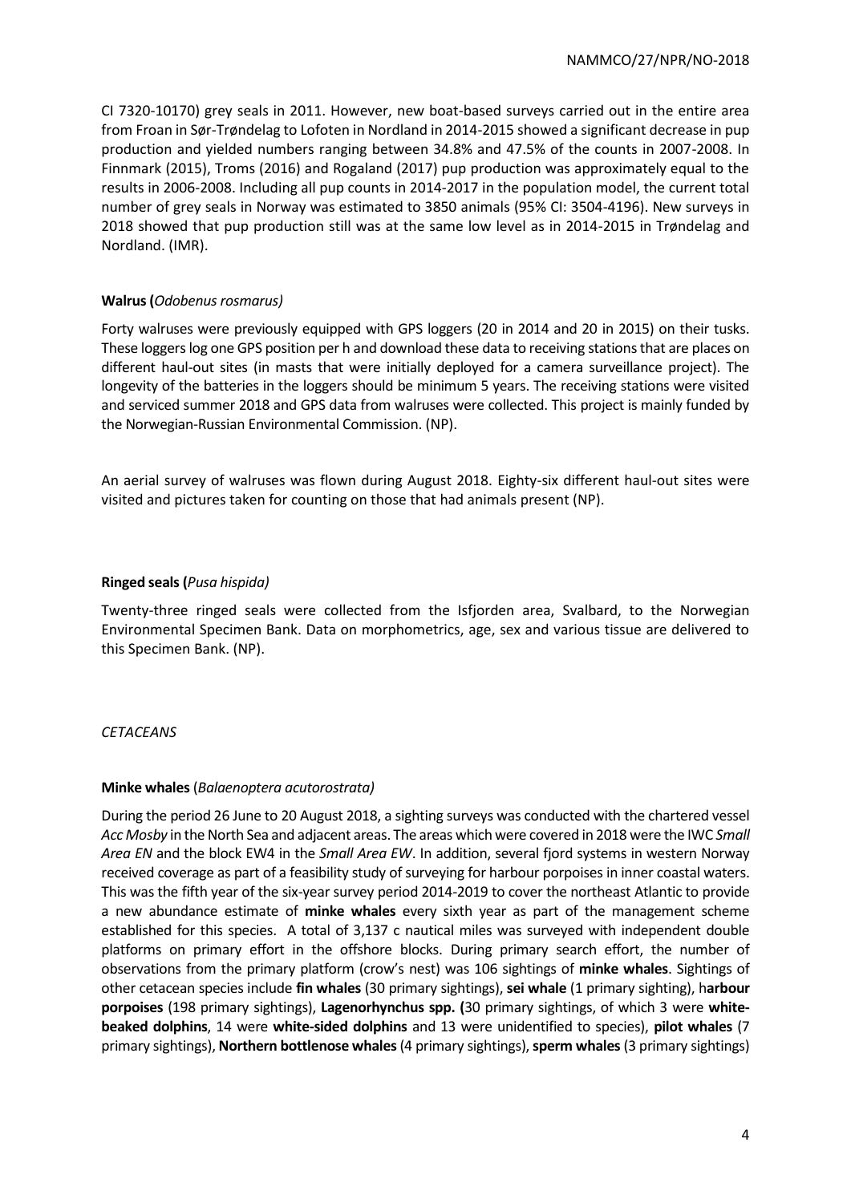CI 7320-10170) grey seals in 2011. However, new boat-based surveys carried out in the entire area from Froan in Sør-Trøndelag to Lofoten in Nordland in 2014-2015 showed a significant decrease in pup production and yielded numbers ranging between 34.8% and 47.5% of the counts in 2007-2008. In Finnmark (2015), Troms (2016) and Rogaland (2017) pup production was approximately equal to the results in 2006-2008. Including all pup counts in 2014-2017 in the population model, the current total number of grey seals in Norway was estimated to 3850 animals (95% CI: 3504-4196). New surveys in 2018 showed that pup production still was at the same low level as in 2014-2015 in Trøndelag and Nordland. (IMR).

**Walrus (*Odobenus rosmarus)***

Forty walruses were previously equipped with GPS loggers (20 in 2014 and 20 in 2015) on their tusks. These loggers log one GPS position per h and download these data to receiving stations that are places on different haul-out sites (in masts that were initially deployed for a camera surveillance project). The longevity of the batteries in the loggers should be minimum 5 years. The receiving stations were visited and serviced summer 2018 and GPS data from walruses were collected. This project is mainly funded by the Norwegian-Russian Environmental Commission. (NP).

An aerial survey of walruses was flown during August 2018. Eighty-six different haul-out sites were visited and pictures taken for counting on those that had animals present (NP).

**Ringed seals (*Pusa hispida)***

Twenty-three ringed seals were collected from the Isfjorden area, Svalbard, to the Norwegian Environmental Specimen Bank. Data on morphometrics, age, sex and various tissue are delivered to this Specimen Bank. (NP).

*CETACEANS*

**Minke whales** (*Balaenoptera acutorostrata)*

During the period 26 June to 20 August 2018, a sighting surveys was conducted with the chartered vessel *Acc Mosby* in the North Sea and adjacent areas. The areas which were covered in 2018 were the IWC *Small Area EN* and the block EW4 in the *Small Area EW*. In addition, several fjord systems in western Norway received coverage as part of a feasibility study of surveying for harbour porpoises in inner coastal waters. This was the fifth year of the six-year survey period 2014-2019 to cover the northeast Atlantic to provide a new abundance estimate of **minke whales** every sixth year as part of the management scheme established for this species. A total of 3,137 c nautical miles was surveyed with independent double platforms on primary effort in the offshore blocks. During primary search effort, the number of observations from the primary platform (crow's nest) was 106 sightings of **minke whales**. Sightings of other cetacean species include **fin whales** (30 primary sightings), **sei whale** (1 primary sighting), h**arbour porpoises** (198 primary sightings), **Lagenorhynchus spp. (**30 primary sightings, of which 3 were **white-beaked dolphins**, 14 were **white-sided dolphins** and 13 were unidentified to species), **pilot whales** (7 primary sightings), **Northern bottlenose whales** (4 primary sightings), **sperm whales** (3 primary sightings)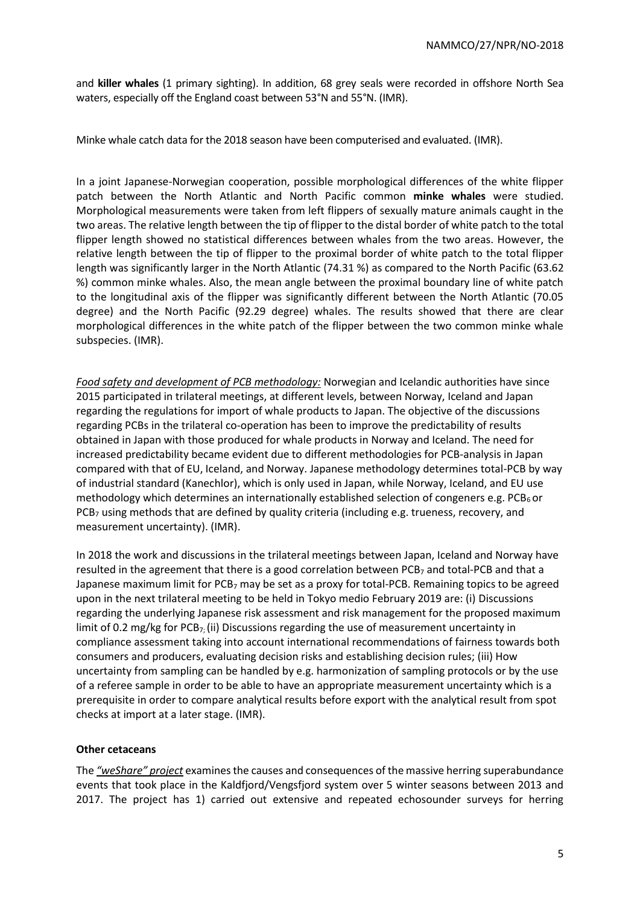and **killer whales** (1 primary sighting). In addition, 68 grey seals were recorded in offshore North Sea waters, especially off the England coast between 53°N and 55°N. (IMR).

Minke whale catch data for the 2018 season have been computerised and evaluated. (IMR).

In a joint Japanese-Norwegian cooperation, possible morphological differences of the white flipper patch between the North Atlantic and North Pacific common **minke whales** were studied. Morphological measurements were taken from left flippers of sexually mature animals caught in the two areas. The relative length between the tip of flipper to the distal border of white patch to the total flipper length showed no statistical differences between whales from the two areas. However, the relative length between the tip of flipper to the proximal border of white patch to the total flipper length was significantly larger in the North Atlantic (74.31 %) as compared to the North Pacific (63.62 %) common minke whales. Also, the mean angle between the proximal boundary line of white patch to the longitudinal axis of the flipper was significantly different between the North Atlantic (70.05 degree) and the North Pacific (92.29 degree) whales. The results showed that there are clear morphological differences in the white patch of the flipper between the two common minke whale subspecies. (IMR).

*Food safety and development of PCB methodology:* Norwegian and Icelandic authorities have since 2015 participated in trilateral meetings, at different levels, between Norway, Iceland and Japan regarding the regulations for import of whale products to Japan. The objective of the discussions regarding PCBs in the trilateral co-operation has been to improve the predictability of results obtained in Japan with those produced for whale products in Norway and Iceland. The need for increased predictability became evident due to different methodologies for PCB-analysis in Japan compared with that of EU, Iceland, and Norway. Japanese methodology determines total-PCB by way of industrial standard (Kanechlor), which is only used in Japan, while Norway, Iceland, and EU use methodology which determines an internationally established selection of congeners e.g. $PCB_6$ or $PCB_7$ using methods that are defined by quality criteria (including e.g. trueness, recovery, and measurement uncertainty). (IMR).

In 2018 the work and discussions in the trilateral meetings between Japan, Iceland and Norway have resulted in the agreement that there is a good correlation between $PCB_7$ and total-PCB and that a Japanese maximum limit for $PCB_7$ may be set as a proxy for total-PCB. Remaining topics to be agreed upon in the next trilateral meeting to be held in Tokyo medio February 2019 are: (i) Discussions regarding the underlying Japanese risk assessment and risk management for the proposed maximum limit of 0.2 mg/kg for $PCB_7$; (ii) Discussions regarding the use of measurement uncertainty in compliance assessment taking into account international recommendations of fairness towards both consumers and producers, evaluating decision risks and establishing decision rules; (iii) How uncertainty from sampling can be handled by e.g. harmonization of sampling protocols or by the use of a referee sample in order to be able to have an appropriate measurement uncertainty which is a prerequisite in order to compare analytical results before export with the analytical result from spot checks at import at a later stage. (IMR).

**Other cetaceans**

The *"weShare" project* examines the causes and consequences of the massive herring superabundance events that took place in the Kaldfjord/Vengsfjord system over 5 winter seasons between 2013 and 2017. The project has 1) carried out extensive and repeated echosounder surveys for herring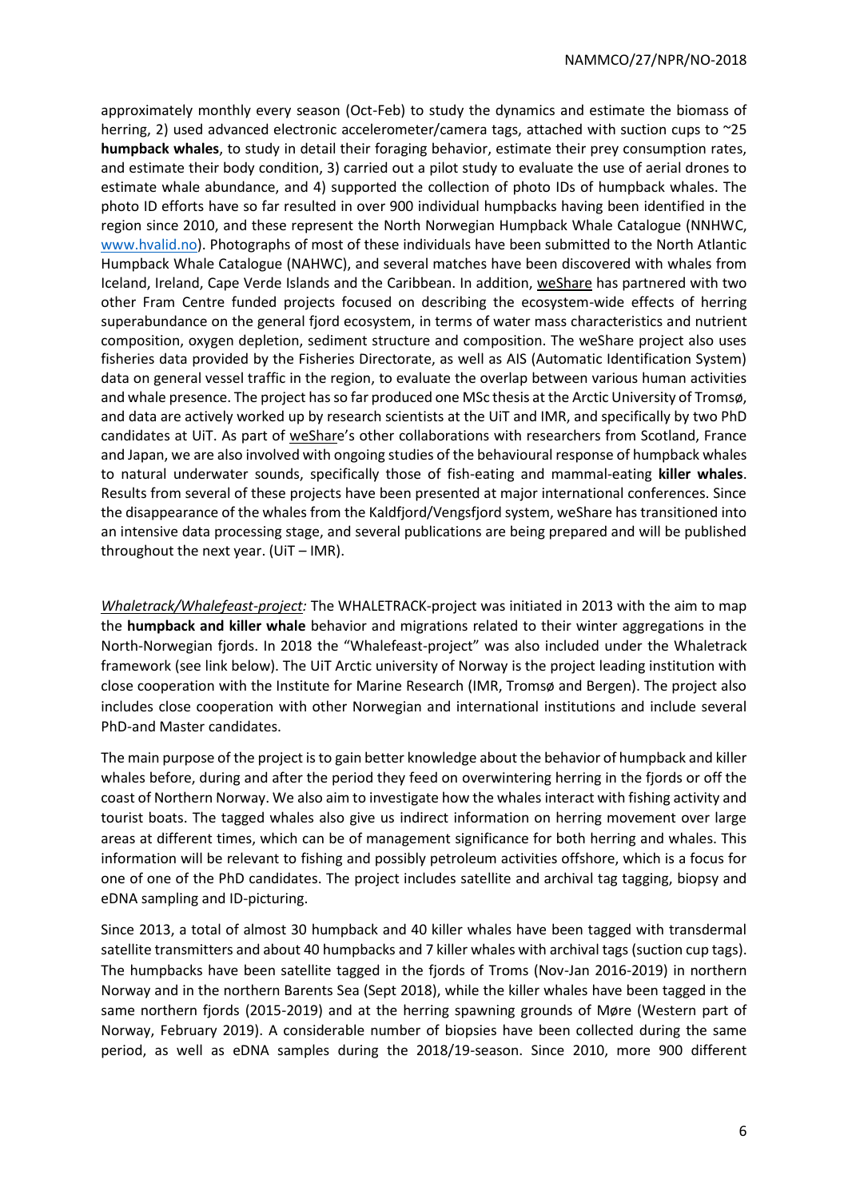approximately monthly every season (Oct-Feb) to study the dynamics and estimate the biomass of herring, 2) used advanced electronic accelerometer/camera tags, attached with suction cups to ~25 **humpback whales**, to study in detail their foraging behavior, estimate their prey consumption rates, and estimate their body condition, 3) carried out a pilot study to evaluate the use of aerial drones to estimate whale abundance, and 4) supported the collection of photo IDs of humpback whales. The photo ID efforts have so far resulted in over 900 individual humpbacks having been identified in the region since 2010, and these represent the North Norwegian Humpback Whale Catalogue (NNHWC, www.hvalid.no). Photographs of most of these individuals have been submitted to the North Atlantic Humpback Whale Catalogue (NAHWC), and several matches have been discovered with whales from Iceland, Ireland, Cape Verde Islands and the Caribbean. In addition, weShare has partnered with two other Fram Centre funded projects focused on describing the ecosystem-wide effects of herring superabundance on the general fjord ecosystem, in terms of water mass characteristics and nutrient composition, oxygen depletion, sediment structure and composition. The weShare project also uses fisheries data provided by the Fisheries Directorate, as well as AIS (Automatic Identification System) data on general vessel traffic in the region, to evaluate the overlap between various human activities and whale presence. The project has so far produced one MSc thesis at the Arctic University of Tromsø, and data are actively worked up by research scientists at the UiT and IMR, and specifically by two PhD candidates at UiT. As part of weShare's other collaborations with researchers from Scotland, France and Japan, we are also involved with ongoing studies of the behavioural response of humpback whales to natural underwater sounds, specifically those of fish-eating and mammal-eating **killer whales**. Results from several of these projects have been presented at major international conferences. Since the disappearance of the whales from the Kaldfjord/Vengsfjord system, weShare has transitioned into an intensive data processing stage, and several publications are being prepared and will be published throughout the next year. (UiT – IMR).

*Whaletrack/Whalefeast-project:* The WHALETRACK-project was initiated in 2013 with the aim to map the **humpback and killer whale** behavior and migrations related to their winter aggregations in the North-Norwegian fjords. In 2018 the "Whalefeast-project" was also included under the Whaletrack framework (see link below). The UiT Arctic university of Norway is the project leading institution with close cooperation with the Institute for Marine Research (IMR, Tromsø and Bergen). The project also includes close cooperation with other Norwegian and international institutions and include several PhD-and Master candidates.

The main purpose of the project is to gain better knowledge about the behavior of humpback and killer whales before, during and after the period they feed on overwintering herring in the fjords or off the coast of Northern Norway. We also aim to investigate how the whales interact with fishing activity and tourist boats. The tagged whales also give us indirect information on herring movement over large areas at different times, which can be of management significance for both herring and whales. This information will be relevant to fishing and possibly petroleum activities offshore, which is a focus for one of one of the PhD candidates. The project includes satellite and archival tag tagging, biopsy and eDNA sampling and ID-picturing.

Since 2013, a total of almost 30 humpback and 40 killer whales have been tagged with transdermal satellite transmitters and about 40 humpbacks and 7 killer whales with archival tags (suction cup tags). The humpbacks have been satellite tagged in the fjords of Troms (Nov-Jan 2016-2019) in northern Norway and in the northern Barents Sea (Sept 2018), while the killer whales have been tagged in the same northern fjords (2015-2019) and at the herring spawning grounds of Møre (Western part of Norway, February 2019). A considerable number of biopsies have been collected during the same period, as well as eDNA samples during the 2018/19-season. Since 2010, more 900 different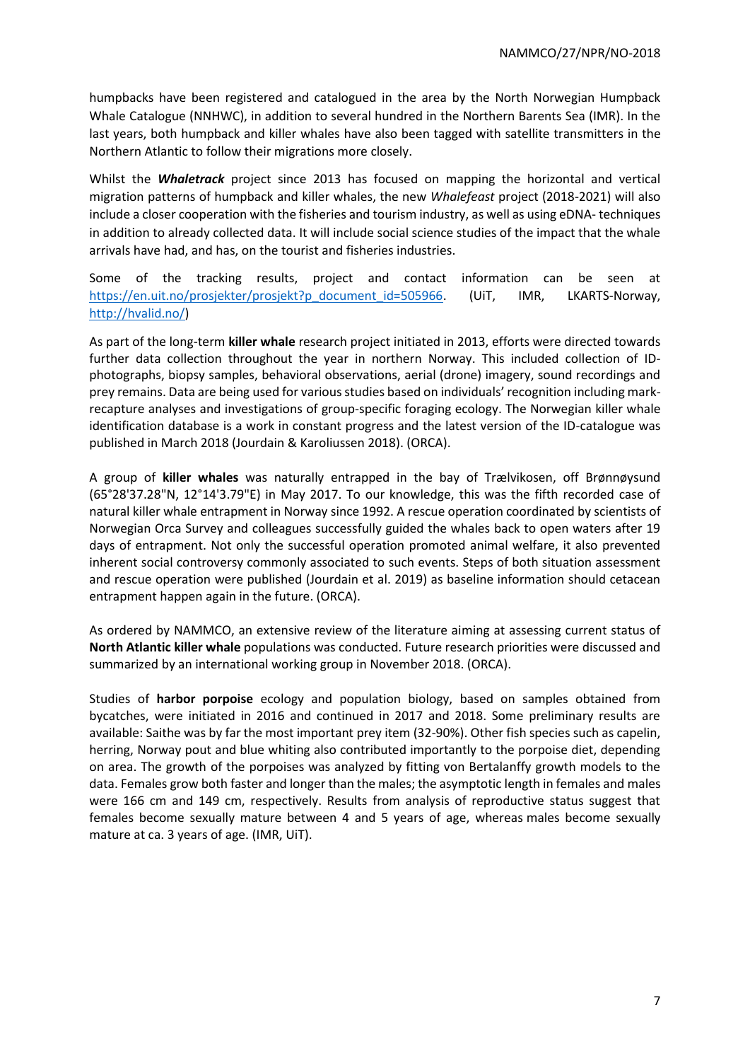humpbacks have been registered and catalogued in the area by the North Norwegian Humpback Whale Catalogue (NNHWC), in addition to several hundred in the Northern Barents Sea (IMR). In the last years, both humpback and killer whales have also been tagged with satellite transmitters in the Northern Atlantic to follow their migrations more closely.

Whilst the ***Whaletrack*** project since 2013 has focused on mapping the horizontal and vertical migration patterns of humpback and killer whales, the new *Whalefeast* project (2018-2021) will also include a closer cooperation with the fisheries and tourism industry, as well as using eDNA- techniques in addition to already collected data. It will include social science studies of the impact that the whale arrivals have had, and has, on the tourist and fisheries industries.

Some of the tracking results, project and contact information can be seen at https://en.uit.no/prosjekter/prosjekt?p_document_id=505966. (UiT, IMR, LKARTS-Norway, http://hvalid.no/)

As part of the long-term **killer whale** research project initiated in 2013, efforts were directed towards further data collection throughout the year in northern Norway. This included collection of ID-photographs, biopsy samples, behavioral observations, aerial (drone) imagery, sound recordings and prey remains. Data are being used for various studies based on individuals' recognition including mark-recapture analyses and investigations of group-specific foraging ecology. The Norwegian killer whale identification database is a work in constant progress and the latest version of the ID-catalogue was published in March 2018 (Jourdain & Karoliussen 2018). (ORCA).

A group of **killer whales** was naturally entrapped in the bay of Trælvikosen, off Brønnøysund (65°28'37.28"N, 12°14'3.79"E) in May 2017. To our knowledge, this was the fifth recorded case of natural killer whale entrapment in Norway since 1992. A rescue operation coordinated by scientists of Norwegian Orca Survey and colleagues successfully guided the whales back to open waters after 19 days of entrapment. Not only the successful operation promoted animal welfare, it also prevented inherent social controversy commonly associated to such events. Steps of both situation assessment and rescue operation were published (Jourdain et al. 2019) as baseline information should cetacean entrapment happen again in the future. (ORCA).

As ordered by NAMMCO, an extensive review of the literature aiming at assessing current status of **North Atlantic killer whale** populations was conducted. Future research priorities were discussed and summarized by an international working group in November 2018. (ORCA).

Studies of **harbor porpoise** ecology and population biology, based on samples obtained from bycatches, were initiated in 2016 and continued in 2017 and 2018. Some preliminary results are available: Saithe was by far the most important prey item (32-90%). Other fish species such as capelin, herring, Norway pout and blue whiting also contributed importantly to the porpoise diet, depending on area. The growth of the porpoises was analyzed by fitting von Bertalanffy growth models to the data. Females grow both faster and longer than the males; the asymptotic length in females and males were 166 cm and 149 cm, respectively. Results from analysis of reproductive status suggest that females become sexually mature between 4 and 5 years of age, whereas males become sexually mature at ca. 3 years of age. (IMR, UiT).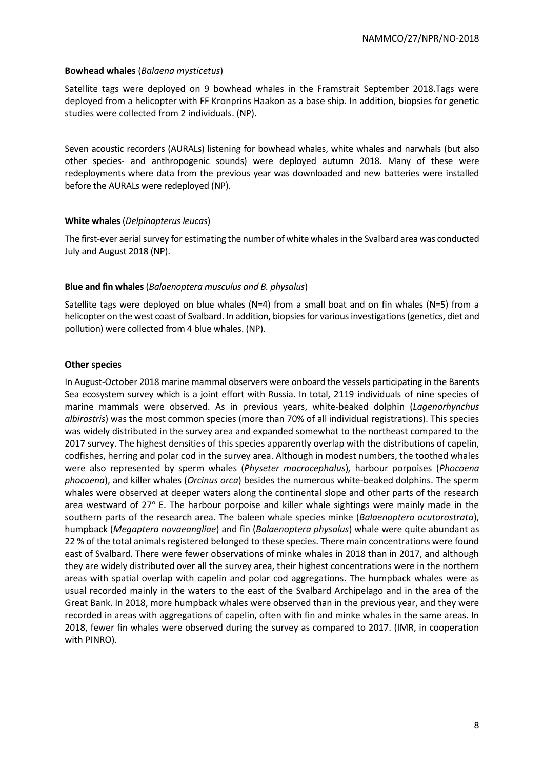**Bowhead whales** (*Balaena mysticetus*)

Satellite tags were deployed on 9 bowhead whales in the Framstrait September 2018.Tags were deployed from a helicopter with FF Kronprins Haakon as a base ship. In addition, biopsies for genetic studies were collected from 2 individuals. (NP).

Seven acoustic recorders (AURALs) listening for bowhead whales, white whales and narwhals (but also other species- and anthropogenic sounds) were deployed autumn 2018. Many of these were redeployments where data from the previous year was downloaded and new batteries were installed before the AURALs were redeployed (NP).

**White whales** (*Delpinapterus leucas*)

The first-ever aerial survey for estimating the number of white whales in the Svalbard area was conducted July and August 2018 (NP).

**Blue and fin whales** (*Balaenoptera musculus and B. physalus*)

Satellite tags were deployed on blue whales (N=4) from a small boat and on fin whales (N=5) from a helicopter on the west coast of Svalbard. In addition, biopsies for various investigations (genetics, diet and pollution) were collected from 4 blue whales. (NP).

**Other species**

In August-October 2018 marine mammal observers were onboard the vessels participating in the Barents Sea ecosystem survey which is a joint effort with Russia. In total, 2119 individuals of nine species of marine mammals were observed. As in previous years, white-beaked dolphin (*Lagenorhynchus albirostris*) was the most common species (more than 70% of all individual registrations). This species was widely distributed in the survey area and expanded somewhat to the northeast compared to the 2017 survey. The highest densities of this species apparently overlap with the distributions of capelin, codfishes, herring and polar cod in the survey area. Although in modest numbers, the toothed whales were also represented by sperm whales (*Physeter macrocephalus*), harbour porpoises (*Phocoena phocoena*), and killer whales (*Orcinus orca*) besides the numerous white-beaked dolphins. The sperm whales were observed at deeper waters along the continental slope and other parts of the research area westward of 27° E. The harbour porpoise and killer whale sightings were mainly made in the southern parts of the research area. The baleen whale species minke (*Balaenoptera acutorostrata*), humpback (*Megaptera novaeangliae*) and fin (*Balaenoptera physalus*) whale were quite abundant as 22 % of the total animals registered belonged to these species. There main concentrations were found east of Svalbard. There were fewer observations of minke whales in 2018 than in 2017, and although they are widely distributed over all the survey area, their highest concentrations were in the northern areas with spatial overlap with capelin and polar cod aggregations. The humpback whales were as usual recorded mainly in the waters to the east of the Svalbard Archipelago and in the area of the Great Bank. In 2018, more humpback whales were observed than in the previous year, and they were recorded in areas with aggregations of capelin, often with fin and minke whales in the same areas. In 2018, fewer fin whales were observed during the survey as compared to 2017. (IMR, in cooperation with PINRO).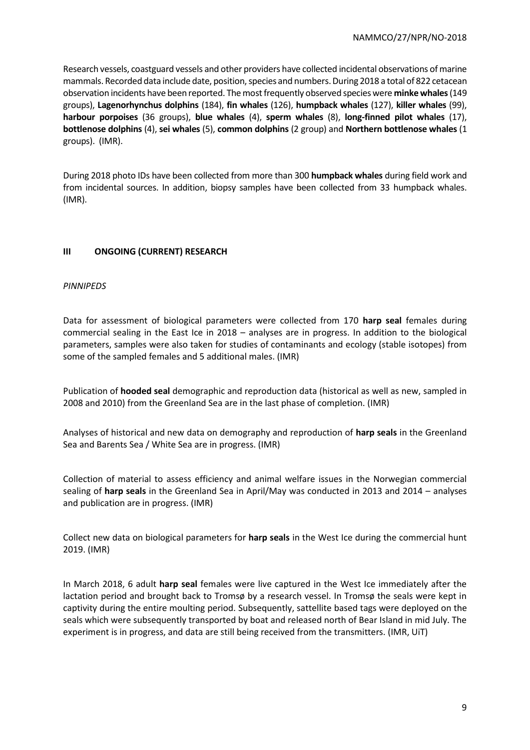Research vessels, coastguard vessels and other providers have collected incidental observations of marine mammals. Recorded data include date, position, species and numbers. During 2018 a total of 822 cetacean observation incidents have been reported. The most frequently observed species were **minke whales** (149 groups), **Lagenorhynchus dolphins** (184), **fin whales** (126), **humpback whales** (127), **killer whales** (99), **harbour porpoises** (36 groups), **blue whales** (4), **sperm whales** (8), **long-finned pilot whales** (17), **bottlenose dolphins** (4), **sei whales** (5), **common dolphins** (2 group) and **Northern bottlenose whales** (1 groups). (IMR).

During 2018 photo IDs have been collected from more than 300 **humpback whales** during field work and from incidental sources. In addition, biopsy samples have been collected from 33 humpback whales. (IMR).

## III ONGOING (CURRENT) RESEARCH

*PINNIPEDS*

Data for assessment of biological parameters were collected from 170 **harp seal** females during commercial sealing in the East Ice in 2018 – analyses are in progress. In addition to the biological parameters, samples were also taken for studies of contaminants and ecology (stable isotopes) from some of the sampled females and 5 additional males. (IMR)

Publication of **hooded seal** demographic and reproduction data (historical as well as new, sampled in 2008 and 2010) from the Greenland Sea are in the last phase of completion. (IMR)

Analyses of historical and new data on demography and reproduction of **harp seals** in the Greenland Sea and Barents Sea / White Sea are in progress. (IMR)

Collection of material to assess efficiency and animal welfare issues in the Norwegian commercial sealing of **harp seals** in the Greenland Sea in April/May was conducted in 2013 and 2014 – analyses and publication are in progress. (IMR)

Collect new data on biological parameters for **harp seals** in the West Ice during the commercial hunt 2019. (IMR)

In March 2018, 6 adult **harp seal** females were live captured in the West Ice immediately after the lactation period and brought back to Tromsø by a research vessel. In Tromsø the seals were kept in captivity during the entire moulting period. Subsequently, sattellite based tags were deployed on the seals which were subsequently transported by boat and released north of Bear Island in mid July. The experiment is in progress, and data are still being received from the transmitters. (IMR, UiT)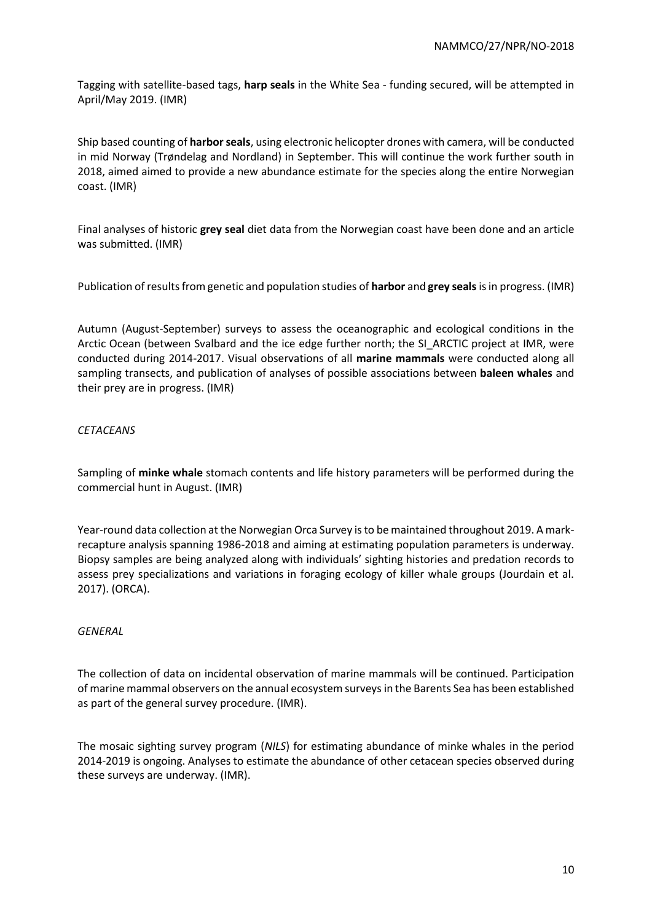Tagging with satellite-based tags, **harp seals** in the White Sea - funding secured, will be attempted in April/May 2019. (IMR)

Ship based counting of **harbor seals**, using electronic helicopter drones with camera, will be conducted in mid Norway (Trøndelag and Nordland) in September. This will continue the work further south in 2018, aimed aimed to provide a new abundance estimate for the species along the entire Norwegian coast. (IMR)

Final analyses of historic **grey seal** diet data from the Norwegian coast have been done and an article was submitted. (IMR)

Publication of results from genetic and population studies of **harbor** and **grey seals** is in progress. (IMR)

Autumn (August-September) surveys to assess the oceanographic and ecological conditions in the Arctic Ocean (between Svalbard and the ice edge further north; the SI_ARCTIC project at IMR, were conducted during 2014-2017. Visual observations of all **marine mammals** were conducted along all sampling transects, and publication of analyses of possible associations between **baleen whales** and their prey are in progress. (IMR)

*CETACEANS*

Sampling of **minke whale** stomach contents and life history parameters will be performed during the commercial hunt in August. (IMR)

Year-round data collection at the Norwegian Orca Survey is to be maintained throughout 2019. A mark-recapture analysis spanning 1986-2018 and aiming at estimating population parameters is underway. Biopsy samples are being analyzed along with individuals' sighting histories and predation records to assess prey specializations and variations in foraging ecology of killer whale groups (Jourdain et al. 2017). (ORCA).

*GENERAL*

The collection of data on incidental observation of marine mammals will be continued. Participation of marine mammal observers on the annual ecosystem surveys in the Barents Sea has been established as part of the general survey procedure. (IMR).

The mosaic sighting survey program (*NILS*) for estimating abundance of minke whales in the period 2014-2019 is ongoing. Analyses to estimate the abundance of other cetacean species observed during these surveys are underway. (IMR).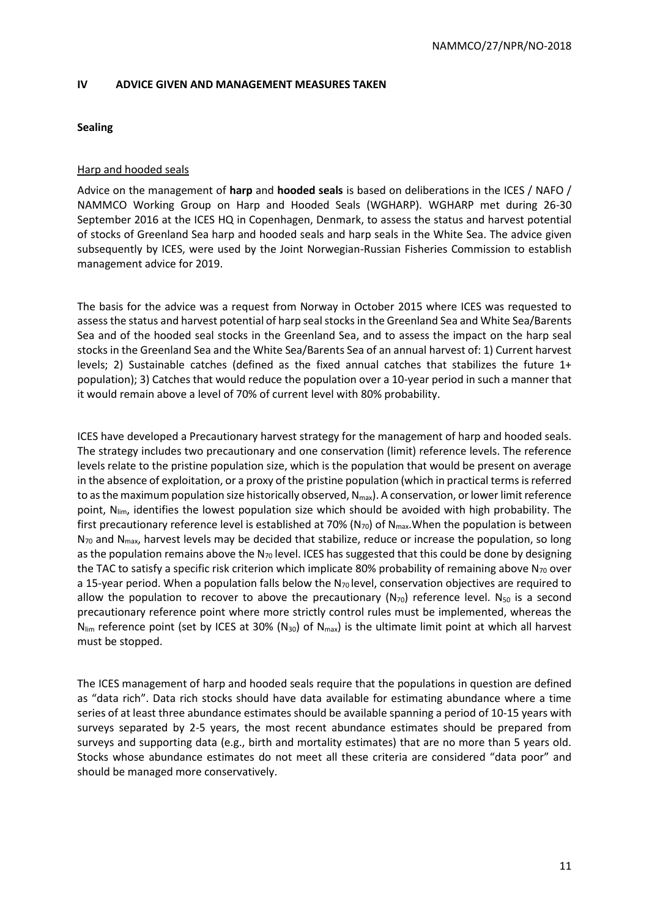## IV ADVICE GIVEN AND MANAGEMENT MEASURES TAKEN

### Sealing

#### Harp and hooded seals

Advice on the management of **harp** and **hooded seals** is based on deliberations in the ICES / NAFO / NAMMCO Working Group on Harp and Hooded Seals (WGHARP). WGHARP met during 26-30 September 2016 at the ICES HQ in Copenhagen, Denmark, to assess the status and harvest potential of stocks of Greenland Sea harp and hooded seals and harp seals in the White Sea. The advice given subsequently by ICES, were used by the Joint Norwegian-Russian Fisheries Commission to establish management advice for 2019.

The basis for the advice was a request from Norway in October 2015 where ICES was requested to assess the status and harvest potential of harp seal stocks in the Greenland Sea and White Sea/Barents Sea and of the hooded seal stocks in the Greenland Sea, and to assess the impact on the harp seal stocks in the Greenland Sea and the White Sea/Barents Sea of an annual harvest of: 1) Current harvest levels; 2) Sustainable catches (defined as the fixed annual catches that stabilizes the future 1+ population); 3) Catches that would reduce the population over a 10-year period in such a manner that it would remain above a level of 70% of current level with 80% probability.

ICES have developed a Precautionary harvest strategy for the management of harp and hooded seals. The strategy includes two precautionary and one conservation (limit) reference levels. The reference levels relate to the pristine population size, which is the population that would be present on average in the absence of exploitation, or a proxy of the pristine population (which in practical terms is referred to as the maximum population size historically observed, $N_{max}$). A conservation, or lower limit reference point, $N_{lim}$, identifies the lowest population size which should be avoided with high probability. The first precautionary reference level is established at 70% ($N_{70}$) of $N_{max}$. When the population is between $N_{70}$ and $N_{max}$, harvest levels may be decided that stabilize, reduce or increase the population, so long as the population remains above the $N_{70}$ level. ICES has suggested that this could be done by designing the TAC to satisfy a specific risk criterion which implicate 80% probability of remaining above $N_{70}$ over a 15-year period. When a population falls below the $N_{70}$ level, conservation objectives are required to allow the population to recover to above the precautionary ($N_{70}$) reference level. $N_{50}$ is a second precautionary reference point where more strictly control rules must be implemented, whereas the $N_{lim}$ reference point (set by ICES at 30% ($N_{30}$) of $N_{max}$) is the ultimate limit point at which all harvest must be stopped.

The ICES management of harp and hooded seals require that the populations in question are defined as "data rich". Data rich stocks should have data available for estimating abundance where a time series of at least three abundance estimates should be available spanning a period of 10-15 years with surveys separated by 2-5 years, the most recent abundance estimates should be prepared from surveys and supporting data (e.g., birth and mortality estimates) that are no more than 5 years old. Stocks whose abundance estimates do not meet all these criteria are considered "data poor" and should be managed more conservatively.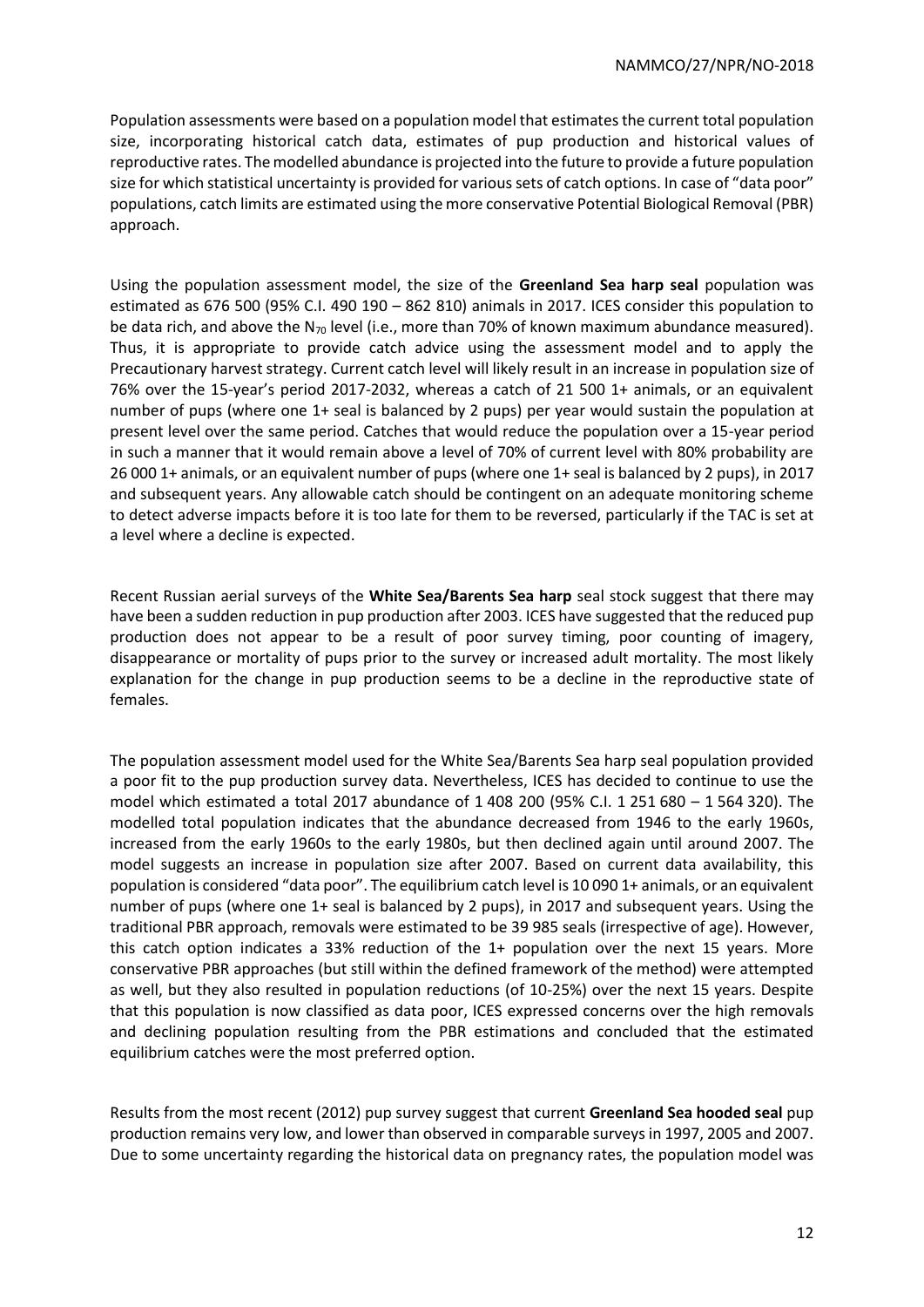Population assessments were based on a population model that estimates the current total population size, incorporating historical catch data, estimates of pup production and historical values of reproductive rates. The modelled abundance is projected into the future to provide a future population size for which statistical uncertainty is provided for various sets of catch options. In case of "data poor" populations, catch limits are estimated using the more conservative Potential Biological Removal (PBR) approach.

Using the population assessment model, the size of the **Greenland Sea harp seal** population was estimated as 676 500 (95% C.I. 490 190 – 862 810) animals in 2017. ICES consider this population to be data rich, and above the $N_{70}$ level (i.e., more than 70% of known maximum abundance measured). Thus, it is appropriate to provide catch advice using the assessment model and to apply the Precautionary harvest strategy. Current catch level will likely result in an increase in population size of 76% over the 15-year's period 2017-2032, whereas a catch of 21 500 1+ animals, or an equivalent number of pups (where one 1+ seal is balanced by 2 pups) per year would sustain the population at present level over the same period. Catches that would reduce the population over a 15-year period in such a manner that it would remain above a level of 70% of current level with 80% probability are 26 000 1+ animals, or an equivalent number of pups (where one 1+ seal is balanced by 2 pups), in 2017 and subsequent years. Any allowable catch should be contingent on an adequate monitoring scheme to detect adverse impacts before it is too late for them to be reversed, particularly if the TAC is set at a level where a decline is expected.

Recent Russian aerial surveys of the **White Sea/Barents Sea harp** seal stock suggest that there may have been a sudden reduction in pup production after 2003. ICES have suggested that the reduced pup production does not appear to be a result of poor survey timing, poor counting of imagery, disappearance or mortality of pups prior to the survey or increased adult mortality. The most likely explanation for the change in pup production seems to be a decline in the reproductive state of females.

The population assessment model used for the White Sea/Barents Sea harp seal population provided a poor fit to the pup production survey data. Nevertheless, ICES has decided to continue to use the model which estimated a total 2017 abundance of 1 408 200 (95% C.I. 1 251 680 – 1 564 320). The modelled total population indicates that the abundance decreased from 1946 to the early 1960s, increased from the early 1960s to the early 1980s, but then declined again until around 2007. The model suggests an increase in population size after 2007. Based on current data availability, this population is considered "data poor". The equilibrium catch level is 10 090 1+ animals, or an equivalent number of pups (where one 1+ seal is balanced by 2 pups), in 2017 and subsequent years. Using the traditional PBR approach, removals were estimated to be 39 985 seals (irrespective of age). However, this catch option indicates a 33% reduction of the 1+ population over the next 15 years. More conservative PBR approaches (but still within the defined framework of the method) were attempted as well, but they also resulted in population reductions (of 10-25%) over the next 15 years. Despite that this population is now classified as data poor, ICES expressed concerns over the high removals and declining population resulting from the PBR estimations and concluded that the estimated equilibrium catches were the most preferred option.

Results from the most recent (2012) pup survey suggest that current **Greenland Sea hooded seal** pup production remains very low, and lower than observed in comparable surveys in 1997, 2005 and 2007. Due to some uncertainty regarding the historical data on pregnancy rates, the population model was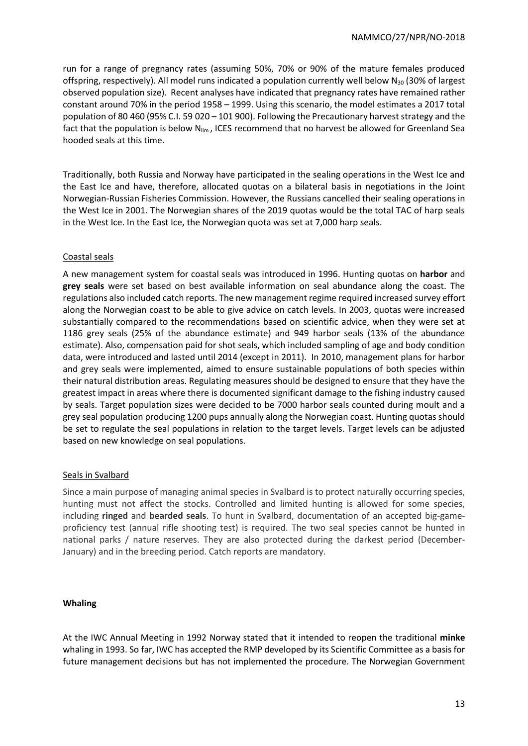run for a range of pregnancy rates (assuming 50%, 70% or 90% of the mature females produced offspring, respectively). All model runs indicated a population currently well below $N_{30}$ (30% of largest observed population size). Recent analyses have indicated that pregnancy rates have remained rather constant around 70% in the period 1958 – 1999. Using this scenario, the model estimates a 2017 total population of 80 460 (95% C.I. 59 020 – 101 900). Following the Precautionary harvest strategy and the fact that the population is below $N_{lim}$, ICES recommend that no harvest be allowed for Greenland Sea hooded seals at this time.

Traditionally, both Russia and Norway have participated in the sealing operations in the West Ice and the East Ice and have, therefore, allocated quotas on a bilateral basis in negotiations in the Joint Norwegian-Russian Fisheries Commission. However, the Russians cancelled their sealing operations in the West Ice in 2001. The Norwegian shares of the 2019 quotas would be the total TAC of harp seals in the West Ice. In the East Ice, the Norwegian quota was set at 7,000 harp seals.

### Coastal seals

A new management system for coastal seals was introduced in 1996. Hunting quotas on **harbor** and **grey seals** were set based on best available information on seal abundance along the coast. The regulations also included catch reports. The new management regime required increased survey effort along the Norwegian coast to be able to give advice on catch levels. In 2003, quotas were increased substantially compared to the recommendations based on scientific advice, when they were set at 1186 grey seals (25% of the abundance estimate) and 949 harbor seals (13% of the abundance estimate). Also, compensation paid for shot seals, which included sampling of age and body condition data, were introduced and lasted until 2014 (except in 2011). In 2010, management plans for harbor and grey seals were implemented, aimed to ensure sustainable populations of both species within their natural distribution areas. Regulating measures should be designed to ensure that they have the greatest impact in areas where there is documented significant damage to the fishing industry caused by seals. Target population sizes were decided to be 7000 harbor seals counted during moult and a grey seal population producing 1200 pups annually along the Norwegian coast. Hunting quotas should be set to regulate the seal populations in relation to the target levels. Target levels can be adjusted based on new knowledge on seal populations.

### Seals in Svalbard

Since a main purpose of managing animal species in Svalbard is to protect naturally occurring species, hunting must not affect the stocks. Controlled and limited hunting is allowed for some species, including **ringed** and **bearded seals**. To hunt in Svalbard, documentation of an accepted big-game-proficiency test (annual rifle shooting test) is required. The two seal species cannot be hunted in national parks / nature reserves. They are also protected during the darkest period (December-January) and in the breeding period. Catch reports are mandatory.

## Whaling

At the IWC Annual Meeting in 1992 Norway stated that it intended to reopen the traditional **minke** whaling in 1993. So far, IWC has accepted the RMP developed by its Scientific Committee as a basis for future management decisions but has not implemented the procedure. The Norwegian Government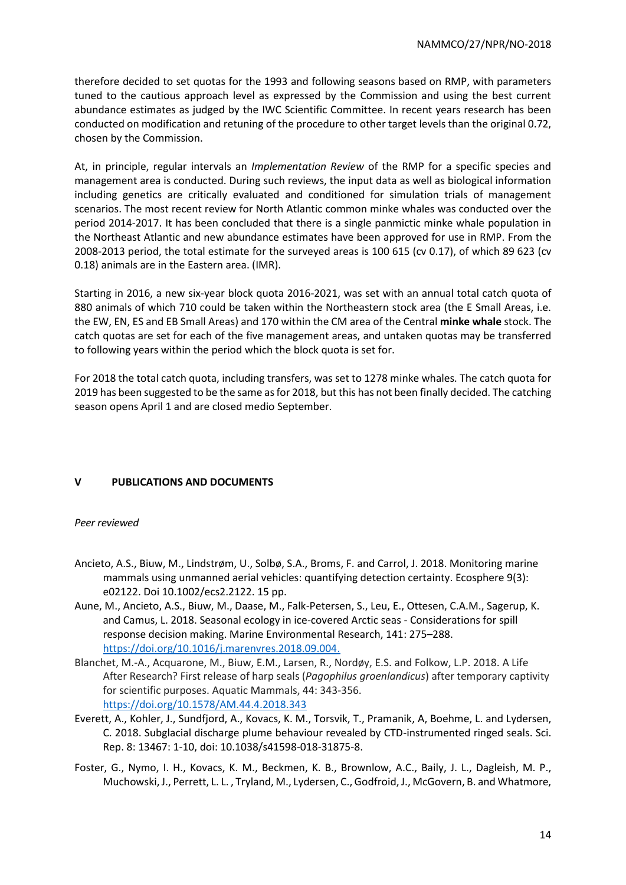therefore decided to set quotas for the 1993 and following seasons based on RMP, with parameters tuned to the cautious approach level as expressed by the Commission and using the best current abundance estimates as judged by the IWC Scientific Committee. In recent years research has been conducted on modification and retuning of the procedure to other target levels than the original 0.72, chosen by the Commission.

At, in principle, regular intervals an *Implementation Review* of the RMP for a specific species and management area is conducted. During such reviews, the input data as well as biological information including genetics are critically evaluated and conditioned for simulation trials of management scenarios. The most recent review for North Atlantic common minke whales was conducted over the period 2014-2017. It has been concluded that there is a single panmictic minke whale population in the Northeast Atlantic and new abundance estimates have been approved for use in RMP. From the 2008-2013 period, the total estimate for the surveyed areas is 100 615 (cv 0.17), of which 89 623 (cv 0.18) animals are in the Eastern area. (IMR).

Starting in 2016, a new six-year block quota 2016-2021, was set with an annual total catch quota of 880 animals of which 710 could be taken within the Northeastern stock area (the E Small Areas, i.e. the EW, EN, ES and EB Small Areas) and 170 within the CM area of the Central **minke whale** stock. The catch quotas are set for each of the five management areas, and untaken quotas may be transferred to following years within the period which the block quota is set for.

For 2018 the total catch quota, including transfers, was set to 1278 minke whales. The catch quota for 2019 has been suggested to be the same as for 2018, but this has not been finally decided. The catching season opens April 1 and are closed medio September.

## V PUBLICATIONS AND DOCUMENTS

*Peer reviewed*

- Ancieto, A.S., Biuw, M., Lindstrøm, U., Solbø, S.A., Broms, F. and Carrol, J. 2018. Monitoring marine mammals using unmanned aerial vehicles: quantifying detection certainty. Ecosphere 9(3): e02122. Doi 10.1002/ecs2.2122. 15 pp.
- Aune, M., Ancieto, A.S., Biuw, M., Daase, M., Falk-Petersen, S., Leu, E., Ottesen, C.A.M., Sagerup, K. and Camus, L. 2018. Seasonal ecology in ice-covered Arctic seas - Considerations for spill response decision making. Marine Environmental Research, 141: 275–288. https://doi.org/10.1016/j.marenvres.2018.09.004.
- Blanchet, M.-A., Acquarone, M., Biuw, E.M., Larsen, R., Nordøy, E.S. and Folkow, L.P. 2018. A Life After Research? First release of harp seals (*Pagophilus groenlandicus*) after temporary captivity for scientific purposes. Aquatic Mammals, 44: 343-356. https://doi.org/10.1578/AM.44.4.2018.343
- Everett, A., Kohler, J., Sundfjord, A., Kovacs, K. M., Torsvik, T., Pramanik, A, Boehme, L. and Lydersen, C. 2018. Subglacial discharge plume behaviour revealed by CTD-instrumented ringed seals. Sci. Rep. 8: 13467: 1-10, doi: 10.1038/s41598-018-31875-8.
- Foster, G., Nymo, I. H., Kovacs, K. M., Beckmen, K. B., Brownlow, A.C., Baily, J. L., Dagleish, M. P., Muchowski, J., Perrett, L. L. , Tryland, M., Lydersen, C., Godfroid, J., McGovern, B. and Whatmore,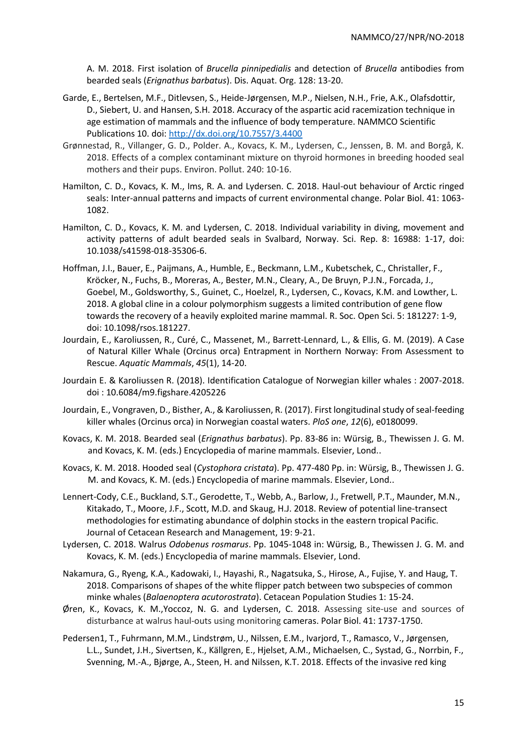A. M. 2018. First isolation of *Brucella pinnipedialis* and detection of *Brucella* antibodies from bearded seals (*Erignathus barbatus*). Dis. Aquat. Org. 128: 13-20.

Garde, E., Bertelsen, M.F., Ditlevsen, S., Heide-Jørgensen, M.P., Nielsen, N.H., Frie, A.K., Olafsdottir, D., Siebert, U. and Hansen, S.H. 2018. Accuracy of the aspartic acid racemization technique in age estimation of mammals and the influence of body temperature. NAMMCO Scientific Publications 10. doi: http://dx.doi.org/10.7557/3.4400

Grønnestad, R., Villanger, G. D., Polder. A., Kovacs, K. M., Lydersen, C., Jenssen, B. M. and Borgå, K. 2018. Effects of a complex contaminant mixture on thyroid hormones in breeding hooded seal mothers and their pups. Environ. Pollut. 240: 10-16.

Hamilton, C. D., Kovacs, K. M., Ims, R. A. and Lydersen. C. 2018. Haul-out behaviour of Arctic ringed seals: Inter-annual patterns and impacts of current environmental change. Polar Biol. 41: 1063-1082.

Hamilton, C. D., Kovacs, K. M. and Lydersen, C. 2018. Individual variability in diving, movement and activity patterns of adult bearded seals in Svalbard, Norway. Sci. Rep. 8: 16988: 1-17, doi: 10.1038/s41598-018-35306-6.

Hoffman, J.I., Bauer, E., Paijmans, A., Humble, E., Beckmann, L.M., Kubetschek, C., Christaller, F., Kröcker, N., Fuchs, B., Moreras, A., Bester, M.N., Cleary, A., De Bruyn, P.J.N., Forcada, J., Goebel, M., Goldsworthy, S., Guinet, C., Hoelzel, R., Lydersen, C., Kovacs, K.M. and Lowther, L. 2018. A global cline in a colour polymorphism suggests a limited contribution of gene flow towards the recovery of a heavily exploited marine mammal. R. Soc. Open Sci. 5: 181227: 1-9, doi: 10.1098/rsos.181227.

Jourdain, E., Karoliussen, R., Curé, C., Massenet, M., Barrett-Lennard, L., & Ellis, G. M. (2019). A Case of Natural Killer Whale (Orcinus orca) Entrapment in Northern Norway: From Assessment to Rescue. *Aquatic Mammals*, *45*(1), 14-20.

Jourdain E. & Karoliussen R. (2018). Identification Catalogue of Norwegian killer whales : 2007-2018. doi : 10.6084/m9.figshare.4205226

Jourdain, E., Vongraven, D., Bisther, A., & Karoliussen, R. (2017). First longitudinal study of seal-feeding killer whales (Orcinus orca) in Norwegian coastal waters. *PloS one*, *12*(6), e0180099.

Kovacs, K. M. 2018. Bearded seal (*Erignathus barbatus*). Pp. 83-86 in: Würsig, B., Thewissen J. G. M. and Kovacs, K. M. (eds.) Encyclopedia of marine mammals. Elsevier, Lond..

Kovacs, K. M. 2018. Hooded seal (*Cystophora cristata*). Pp. 477-480 Pp. in: Würsig, B., Thewissen J. G. M. and Kovacs, K. M. (eds.) Encyclopedia of marine mammals. Elsevier, Lond..

Lennert-Cody, C.E., Buckland, S.T., Gerodette, T., Webb, A., Barlow, J., Fretwell, P.T., Maunder, M.N., Kitakado, T., Moore, J.F., Scott, M.D. and Skaug, H.J. 2018. Review of potential line-transect methodologies for estimating abundance of dolphin stocks in the eastern tropical Pacific. Journal of Cetacean Research and Management, 19: 9-21.

Lydersen, C. 2018. Walrus *Odobenus rosmarus*. Pp. 1045-1048 in: Würsig, B., Thewissen J. G. M. and Kovacs, K. M. (eds.) Encyclopedia of marine mammals. Elsevier, Lond.

Nakamura, G., Ryeng, K.A., Kadowaki, I., Hayashi, R., Nagatsuka, S., Hirose, A., Fujise, Y. and Haug, T. 2018. Comparisons of shapes of the white flipper patch between two subspecies of common minke whales (*Balaenoptera acutorostrata*). Cetacean Population Studies 1: 15-24.

Øren, K., Kovacs, K. M.,Yoccoz, N. G. and Lydersen, C. 2018. Assessing site-use and sources of disturbance at walrus haul-outs using monitoring cameras. Polar Biol. 41: 1737-1750.

Pedersen1, T., Fuhrmann, M.M., Lindstrøm, U., Nilssen, E.M., Ivarjord, T., Ramasco, V., Jørgensen, L.L., Sundet, J.H., Sivertsen, K., Källgren, E., Hjelset, A.M., Michaelsen, C., Systad, G., Norrbin, F., Svenning, M.-A., Bjørge, A., Steen, H. and Nilssen, K.T. 2018. Effects of the invasive red king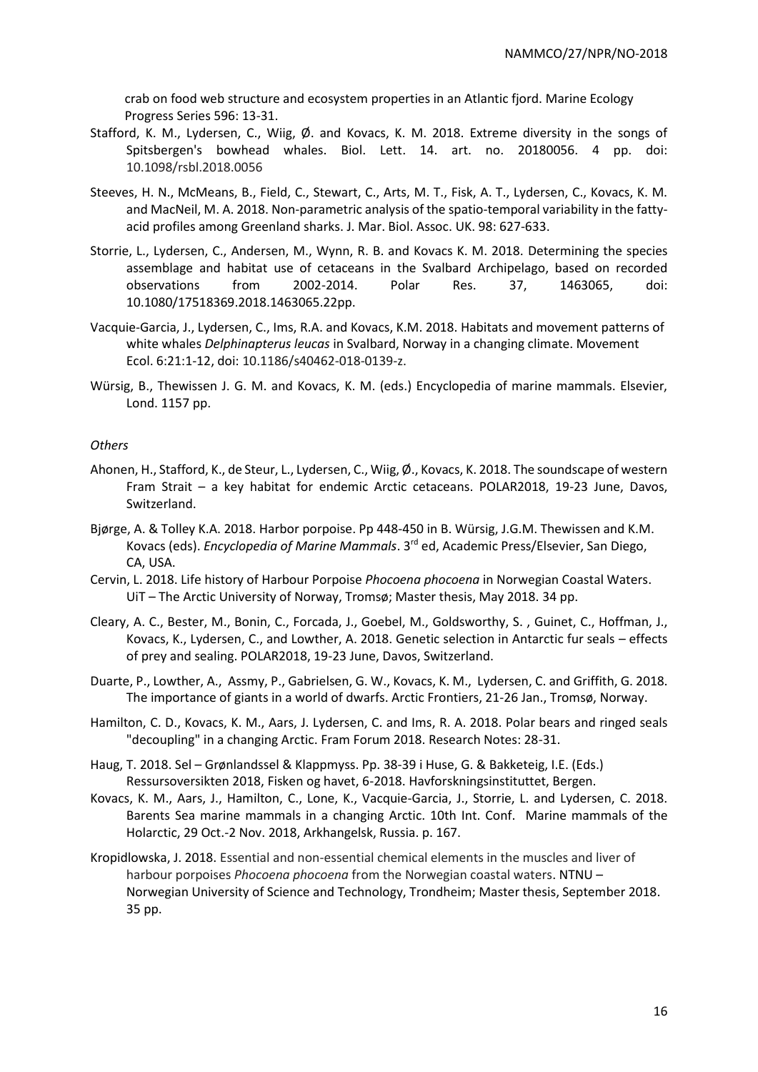crab on food web structure and ecosystem properties in an Atlantic fjord. Marine Ecology Progress Series 596: 13-31.

Stafford, K. M., Lydersen, C., Wiig, Ø. and Kovacs, K. M. 2018. Extreme diversity in the songs of Spitsbergen's bowhead whales. Biol. Lett. 14. art. no. 20180056. 4 pp. doi: 10.1098/rsbl.2018.0056

Steeves, H. N., McMeans, B., Field, C., Stewart, C., Arts, M. T., Fisk, A. T., Lydersen, C., Kovacs, K. M. and MacNeil, M. A. 2018. Non-parametric analysis of the spatio-temporal variability in the fatty-acid profiles among Greenland sharks. J. Mar. Biol. Assoc. UK. 98: 627-633.

Storrie, L., Lydersen, C., Andersen, M., Wynn, R. B. and Kovacs K. M. 2018. Determining the species assemblage and habitat use of cetaceans in the Svalbard Archipelago, based on recorded observations from 2002-2014. Polar Res. 37, 1463065, doi: 10.1080/17518369.2018.1463065.22pp.

Vacquie-Garcia, J., Lydersen, C., Ims, R.A. and Kovacs, K.M. 2018. Habitats and movement patterns of white whales *Delphinapterus leucas* in Svalbard, Norway in a changing climate. Movement Ecol. 6:21:1-12, doi: 10.1186/s40462-018-0139-z.

Würsig, B., Thewissen J. G. M. and Kovacs, K. M. (eds.) Encyclopedia of marine mammals. Elsevier, Lond. 1157 pp.

*Others*

Ahonen, H., Stafford, K., de Steur, L., Lydersen, C., Wiig, Ø., Kovacs, K. 2018. The soundscape of western Fram Strait – a key habitat for endemic Arctic cetaceans. POLAR2018, 19-23 June, Davos, Switzerland.

Bjørge, A. & Tolley K.A. 2018. Harbor porpoise. Pp 448-450 in B. Würsig, J.G.M. Thewissen and K.M. Kovacs (eds). *Encyclopedia of Marine Mammals*. 3rd ed, Academic Press/Elsevier, San Diego, CA, USA.

Cervin, L. 2018. Life history of Harbour Porpoise *Phocoena phocoena* in Norwegian Coastal Waters. UiT – The Arctic University of Norway, Tromsø; Master thesis, May 2018. 34 pp.

Cleary, A. C., Bester, M., Bonin, C., Forcada, J., Goebel, M., Goldsworthy, S. , Guinet, C., Hoffman, J., Kovacs, K., Lydersen, C., and Lowther, A. 2018. Genetic selection in Antarctic fur seals – effects of prey and sealing. POLAR2018, 19-23 June, Davos, Switzerland.

Duarte, P., Lowther, A., Assmy, P., Gabrielsen, G. W., Kovacs, K. M., Lydersen, C. and Griffith, G. 2018. The importance of giants in a world of dwarfs. Arctic Frontiers, 21-26 Jan., Tromsø, Norway.

Hamilton, C. D., Kovacs, K. M., Aars, J. Lydersen, C. and Ims, R. A. 2018. Polar bears and ringed seals "decoupling" in a changing Arctic. Fram Forum 2018. Research Notes: 28-31.

Haug, T. 2018. Sel – Grønlandssel & Klappmyss. Pp. 38-39 i Huse, G. & Bakketeig, I.E. (Eds.) Ressursoversikten 2018, Fisken og havet, 6-2018. Havforskningsinstituttet, Bergen.

Kovacs, K. M., Aars, J., Hamilton, C., Lone, K., Vacquie-Garcia, J., Storrie, L. and Lydersen, C. 2018. Barents Sea marine mammals in a changing Arctic. 10th Int. Conf. Marine mammals of the Holarctic, 29 Oct.-2 Nov. 2018, Arkhangelsk, Russia. p. 167.

Kropidlowska, J. 2018. Essential and non-essential chemical elements in the muscles and liver of harbour porpoises *Phocoena phocoena* from the Norwegian coastal waters. NTNU – Norwegian University of Science and Technology, Trondheim; Master thesis, September 2018. 35 pp.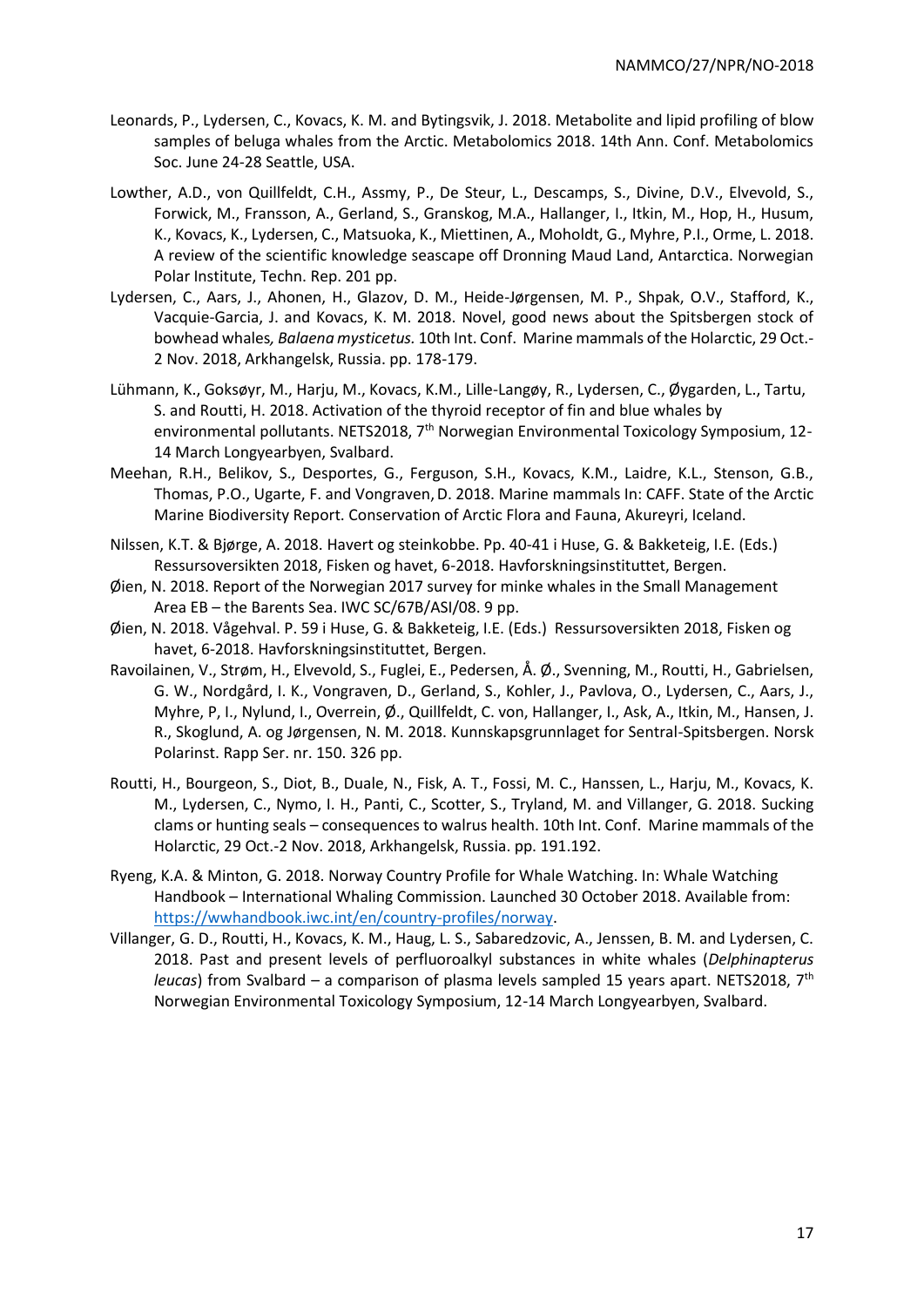Leonards, P., Lydersen, C., Kovacs, K. M. and Bytingsvik, J. 2018. Metabolite and lipid profiling of blow samples of beluga whales from the Arctic. Metabolomics 2018. 14th Ann. Conf. Metabolomics Soc. June 24-28 Seattle, USA.

Lowther, A.D., von Quillfeldt, C.H., Assmy, P., De Steur, L., Descamps, S., Divine, D.V., Elvevold, S., Forwick, M., Fransson, A., Gerland, S., Granskog, M.A., Hallanger, I., Itkin, M., Hop, H., Husum, K., Kovacs, K., Lydersen, C., Matsuoka, K., Miettinen, A., Moholdt, G., Myhre, P.I., Orme, L. 2018. A review of the scientific knowledge seascape off Dronning Maud Land, Antarctica. Norwegian Polar Institute, Techn. Rep. 201 pp.

Lydersen, C., Aars, J., Ahonen, H., Glazov, D. M., Heide-Jørgensen, M. P., Shpak, O.V., Stafford, K., Vacquie-Garcia, J. and Kovacs, K. M. 2018. Novel, good news about the Spitsbergen stock of bowhead whales*, Balaena mysticetus.* 10th Int. Conf. Marine mammals of the Holarctic, 29 Oct.-2 Nov. 2018, Arkhangelsk, Russia. pp. 178-179.

Lühmann, K., Goksøyr, M., Harju, M., Kovacs, K.M., Lille-Langøy, R., Lydersen, C., Øygarden, L., Tartu, S. and Routti, H. 2018. Activation of the thyroid receptor of fin and blue whales by environmental pollutants. NETS2018, 7th Norwegian Environmental Toxicology Symposium, 12-14 March Longyearbyen, Svalbard.

Meehan, R.H., Belikov, S., Desportes, G., Ferguson, S.H., Kovacs, K.M., Laidre, K.L., Stenson, G.B., Thomas, P.O., Ugarte, F. and Vongraven, D. 2018. Marine mammals In: CAFF. State of the Arctic Marine Biodiversity Report. Conservation of Arctic Flora and Fauna, Akureyri, Iceland.

Nilssen, K.T. & Bjørge, A. 2018. Havert og steinkobbe. Pp. 40-41 i Huse, G. & Bakketeig, I.E. (Eds.) Ressursoversikten 2018, Fisken og havet, 6-2018. Havforskningsinstituttet, Bergen.

Øien, N. 2018. Report of the Norwegian 2017 survey for minke whales in the Small Management Area EB – the Barents Sea. IWC SC/67B/ASI/08. 9 pp.

Øien, N. 2018. Vågehval. P. 59 i Huse, G. & Bakketeig, I.E. (Eds.) Ressursoversikten 2018, Fisken og havet, 6-2018. Havforskningsinstituttet, Bergen.

Ravoilainen, V., Strøm, H., Elvevold, S., Fuglei, E., Pedersen, Å. Ø., Svenning, M., Routti, H., Gabrielsen, G. W., Nordgård, I. K., Vongraven, D., Gerland, S., Kohler, J., Pavlova, O., Lydersen, C., Aars, J., Myhre, P, I., Nylund, I., Overrein, Ø., Quillfeldt, C. von, Hallanger, I., Ask, A., Itkin, M., Hansen, J. R., Skoglund, A. og Jørgensen, N. M. 2018. Kunnskapsgrunnlaget for Sentral-Spitsbergen. Norsk Polarinst. Rapp Ser. nr. 150. 326 pp.

Routti, H., Bourgeon, S., Diot, B., Duale, N., Fisk, A. T., Fossi, M. C., Hanssen, L., Harju, M., Kovacs, K. M., Lydersen, C., Nymo, I. H., Panti, C., Scotter, S., Tryland, M. and Villanger, G. 2018. Sucking clams or hunting seals – consequences to walrus health. 10th Int. Conf. Marine mammals of the Holarctic, 29 Oct.-2 Nov. 2018, Arkhangelsk, Russia. pp. 191.192.

Ryeng, K.A. & Minton, G. 2018. Norway Country Profile for Whale Watching. In: Whale Watching Handbook – International Whaling Commission. Launched 30 October 2018. Available from: https://wwhandbook.iwc.int/en/country-profiles/norway.

Villanger, G. D., Routti, H., Kovacs, K. M., Haug, L. S., Sabaredzovic, A., Jenssen, B. M. and Lydersen, C. 2018. Past and present levels of perfluoroalkyl substances in white whales (*Delphinapterus leucas*) from Svalbard – a comparison of plasma levels sampled 15 years apart. NETS2018, 7th Norwegian Environmental Toxicology Symposium, 12-14 March Longyearbyen, Svalbard.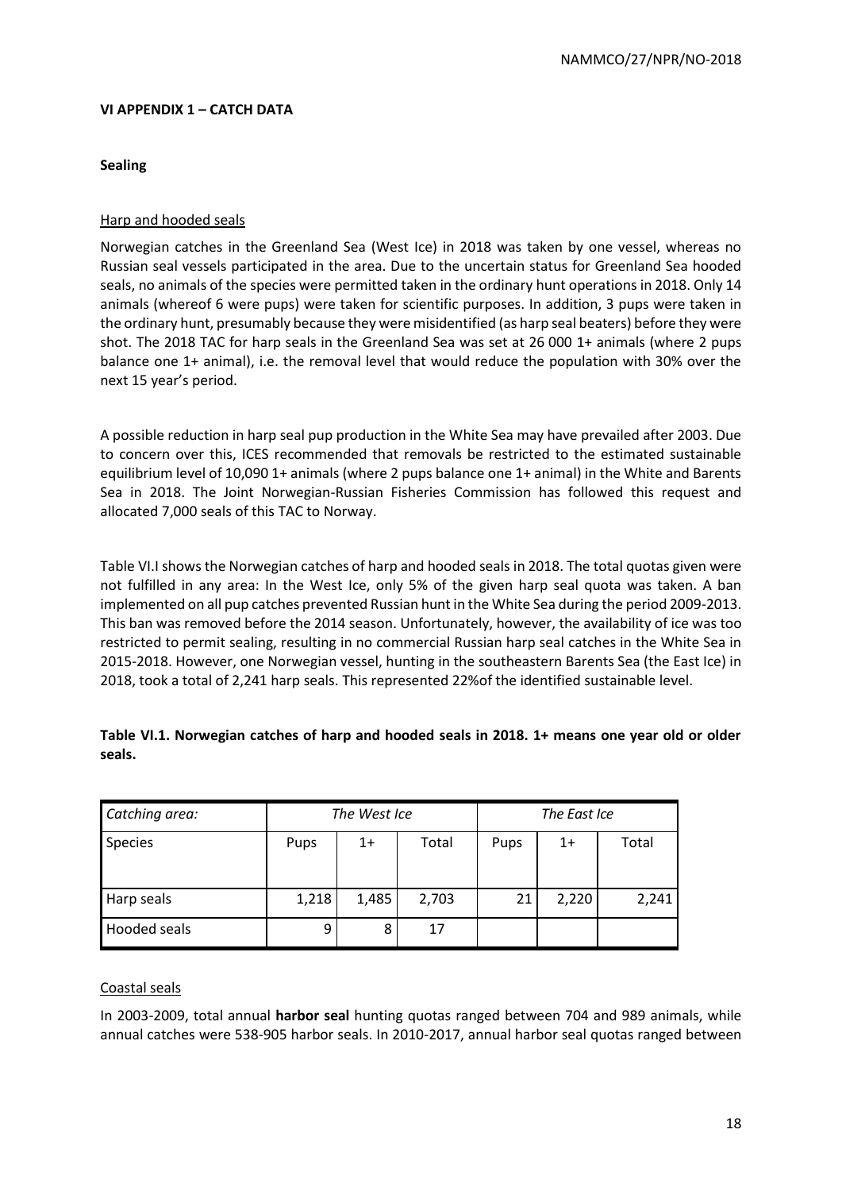## VI APPENDIX 1 – CATCH DATA

### Sealing

Harp and hooded seals

Norwegian catches in the Greenland Sea (West Ice) in 2018 was taken by one vessel, whereas no Russian seal vessels participated in the area. Due to the uncertain status for Greenland Sea hooded seals, no animals of the species were permitted taken in the ordinary hunt operations in 2018. Only 14 animals (whereof 6 were pups) were taken for scientific purposes. In addition, 3 pups were taken in the ordinary hunt, presumably because they were misidentified (as harp seal beaters) before they were shot. The 2018 TAC for harp seals in the Greenland Sea was set at 26 000 1+ animals (where 2 pups balance one 1+ animal), i.e. the removal level that would reduce the population with 30% over the next 15 year's period.

A possible reduction in harp seal pup production in the White Sea may have prevailed after 2003. Due to concern over this, ICES recommended that removals be restricted to the estimated sustainable equilibrium level of 10,090 1+ animals (where 2 pups balance one 1+ animal) in the White and Barents Sea in 2018. The Joint Norwegian-Russian Fisheries Commission has followed this request and allocated 7,000 seals of this TAC to Norway.

Table VI.I shows the Norwegian catches of harp and hooded seals in 2018. The total quotas given were not fulfilled in any area: In the West Ice, only 5% of the given harp seal quota was taken. A ban implemented on all pup catches prevented Russian hunt in the White Sea during the period 2009-2013. This ban was removed before the 2014 season. Unfortunately, however, the availability of ice was too restricted to permit sealing, resulting in no commercial Russian harp seal catches in the White Sea in 2015-2018. However, one Norwegian vessel, hunting in the southeastern Barents Sea (the East Ice) in 2018, took a total of 2,241 harp seals. This represented 22%of the identified sustainable level.

**Table VI.1. Norwegian catches of harp and hooded seals in 2018. 1+ means one year old or older seals.**

| *Catching area:* | *The West Ice* | | | *The East Ice* | | |
|---|---|---|---|---|---|---|
| Species | Pups | 1+ | Total | Pups | 1+ | Total |
| Harp seals | 1,218 | 1,485 | 2,703 | 21 | 2,220 | 2,241 |
| Hooded seals | 9 | 8 | 17 | | | |

Coastal seals

In 2003-2009, total annual **harbor seal** hunting quotas ranged between 704 and 989 animals, while annual catches were 538-905 harbor seals. In 2010-2017, annual harbor seal quotas ranged between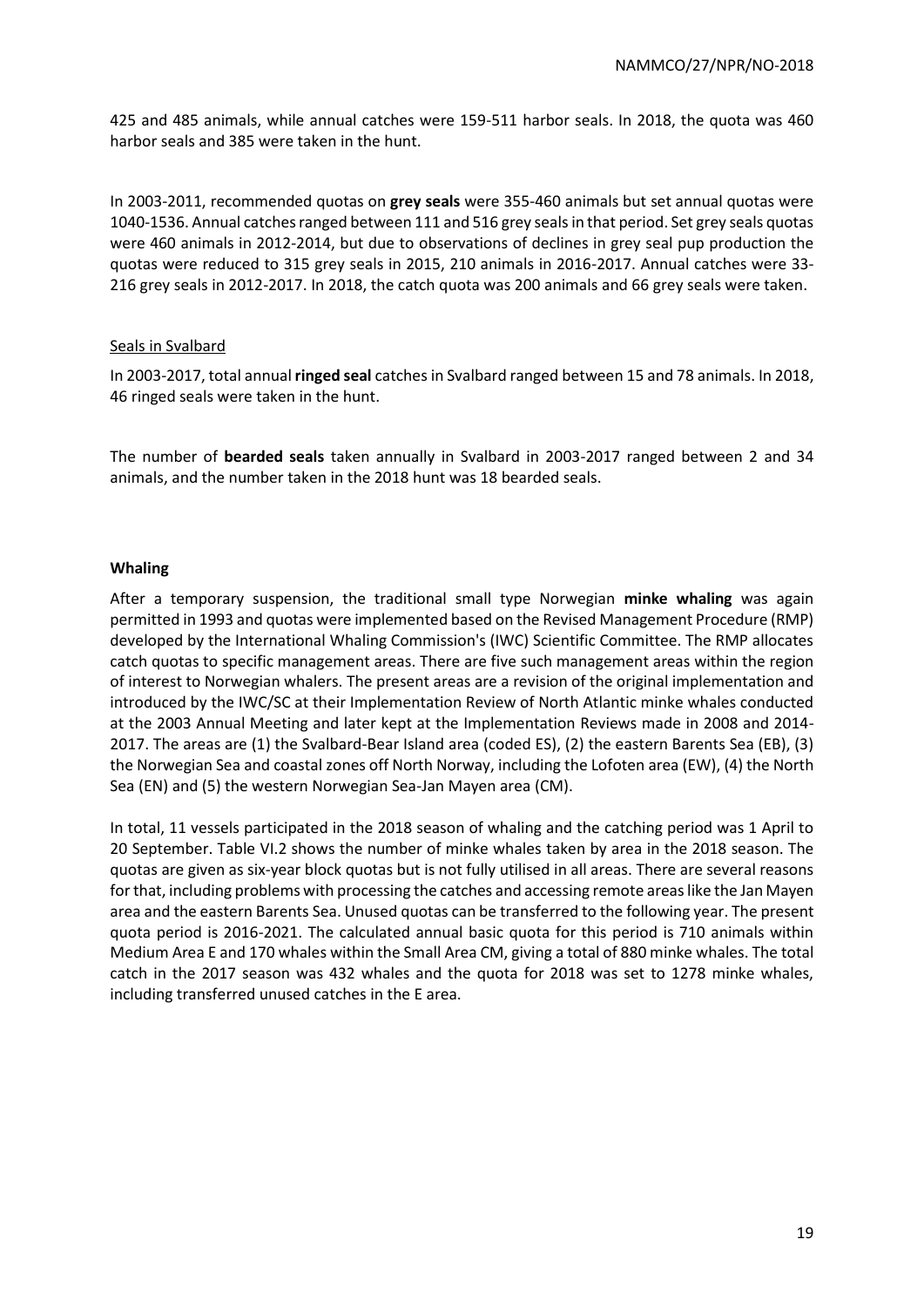425 and 485 animals, while annual catches were 159-511 harbor seals. In 2018, the quota was 460 harbor seals and 385 were taken in the hunt.

In 2003-2011, recommended quotas on **grey seals** were 355-460 animals but set annual quotas were 1040-1536. Annual catches ranged between 111 and 516 grey seals in that period. Set grey seals quotas were 460 animals in 2012-2014, but due to observations of declines in grey seal pup production the quotas were reduced to 315 grey seals in 2015, 210 animals in 2016-2017. Annual catches were 33-216 grey seals in 2012-2017. In 2018, the catch quota was 200 animals and 66 grey seals were taken.

Seals in Svalbard

In 2003-2017, total annual **ringed seal** catches in Svalbard ranged between 15 and 78 animals. In 2018, 46 ringed seals were taken in the hunt.

The number of **bearded seals** taken annually in Svalbard in 2003-2017 ranged between 2 and 34 animals, and the number taken in the 2018 hunt was 18 bearded seals.

**Whaling**

After a temporary suspension, the traditional small type Norwegian **minke whaling** was again permitted in 1993 and quotas were implemented based on the Revised Management Procedure (RMP) developed by the International Whaling Commission's (IWC) Scientific Committee. The RMP allocates catch quotas to specific management areas. There are five such management areas within the region of interest to Norwegian whalers. The present areas are a revision of the original implementation and introduced by the IWC/SC at their Implementation Review of North Atlantic minke whales conducted at the 2003 Annual Meeting and later kept at the Implementation Reviews made in 2008 and 2014-2017. The areas are (1) the Svalbard-Bear Island area (coded ES), (2) the eastern Barents Sea (EB), (3) the Norwegian Sea and coastal zones off North Norway, including the Lofoten area (EW), (4) the North Sea (EN) and (5) the western Norwegian Sea-Jan Mayen area (CM).

In total, 11 vessels participated in the 2018 season of whaling and the catching period was 1 April to 20 September. Table VI.2 shows the number of minke whales taken by area in the 2018 season. The quotas are given as six-year block quotas but is not fully utilised in all areas. There are several reasons for that, including problems with processing the catches and accessing remote areas like the Jan Mayen area and the eastern Barents Sea. Unused quotas can be transferred to the following year. The present quota period is 2016-2021. The calculated annual basic quota for this period is 710 animals within Medium Area E and 170 whales within the Small Area CM, giving a total of 880 minke whales. The total catch in the 2017 season was 432 whales and the quota for 2018 was set to 1278 minke whales, including transferred unused catches in the E area.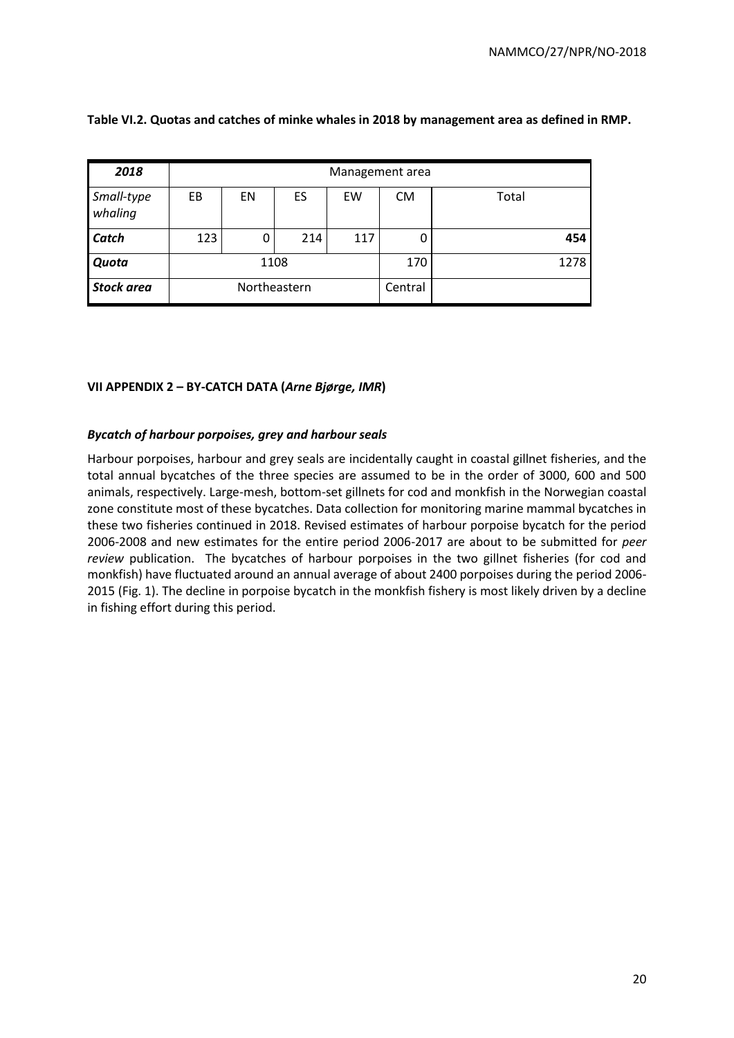**Table VI.2. Quotas and catches of minke whales in 2018 by management area as defined in RMP.**

| *2018* | Management area | | | | | |
|---|---|---|---|---|---|---|
| *Small-type whaling* | EB | EN | ES | EW | CM | Total |
| ***Catch*** | 123 | 0 | 214 | 117 | 0 | **454** |
| ***Quota*** | 1108 | | | | 170 | 1278 |
| ***Stock area*** | Northeastern | | | | Central | |

## VII APPENDIX 2 – BY-CATCH DATA (*Arne Bjørge, IMR*)

### *Bycatch of harbour porpoises, grey and harbour seals*

Harbour porpoises, harbour and grey seals are incidentally caught in coastal gillnet fisheries, and the total annual bycatches of the three species are assumed to be in the order of 3000, 600 and 500 animals, respectively. Large-mesh, bottom-set gillnets for cod and monkfish in the Norwegian coastal zone constitute most of these bycatches. Data collection for monitoring marine mammal bycatches in these two fisheries continued in 2018. Revised estimates of harbour porpoise bycatch for the period 2006-2008 and new estimates for the entire period 2006-2017 are about to be submitted for *peer review* publication. The bycatches of harbour porpoises in the two gillnet fisheries (for cod and monkfish) have fluctuated around an annual average of about 2400 porpoises during the period 2006-2015 (Fig. 1). The decline in porpoise bycatch in the monkfish fishery is most likely driven by a decline in fishing effort during this period.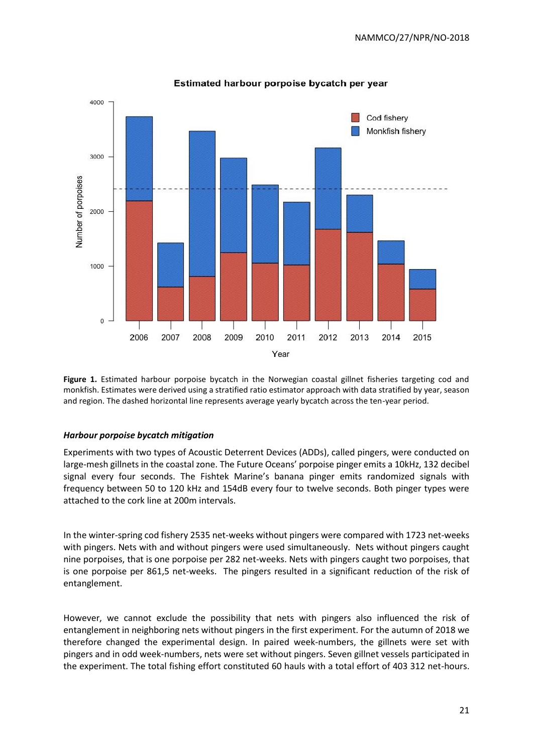**Figure 1.** Estimated harbour porpoise bycatch in the Norwegian coastal gillnet fisheries targeting cod and monkfish. Estimates were derived using a stratified ratio estimator approach with data stratified by year, season and region. The dashed horizontal line represents average yearly bycatch across the ten-year period.

### *Harbour porpoise bycatch mitigation*

Experiments with two types of Acoustic Deterrent Devices (ADDs), called pingers, were conducted on large-mesh gillnets in the coastal zone. The Future Oceans' porpoise pinger emits a 10kHz, 132 decibel signal every four seconds. The Fishtek Marine's banana pinger emits randomized signals with frequency between 50 to 120 kHz and 154dB every four to twelve seconds. Both pinger types were attached to the cork line at 200m intervals.

In the winter-spring cod fishery 2535 net-weeks without pingers were compared with 1723 net-weeks with pingers. Nets with and without pingers were used simultaneously. Nets without pingers caught nine porpoises, that is one porpoise per 282 net-weeks. Nets with pingers caught two porpoises, that is one porpoise per 861,5 net-weeks. The pingers resulted in a significant reduction of the risk of entanglement.

However, we cannot exclude the possibility that nets with pingers also influenced the risk of entanglement in neighboring nets without pingers in the first experiment. For the autumn of 2018 we therefore changed the experimental design. In paired week-numbers, the gillnets were set with pingers and in odd week-numbers, nets were set without pingers. Seven gillnet vessels participated in the experiment. The total fishing effort constituted 60 hauls with a total effort of 403 312 net-hours.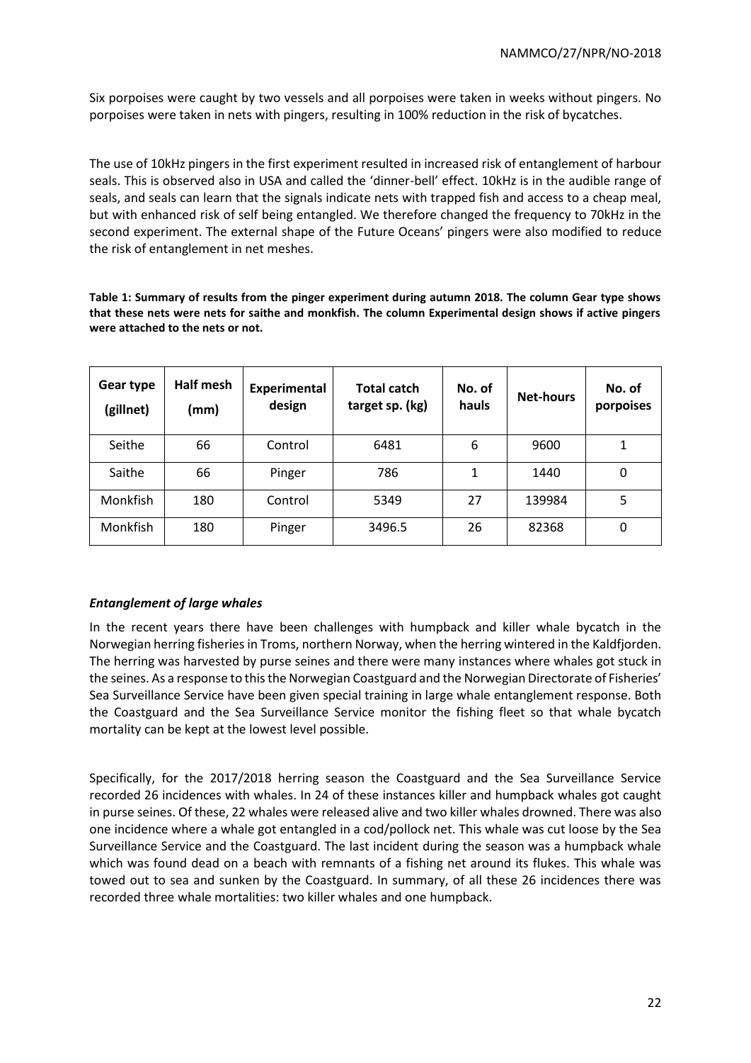Six porpoises were caught by two vessels and all porpoises were taken in weeks without pingers. No porpoises were taken in nets with pingers, resulting in 100% reduction in the risk of bycatches.

The use of 10kHz pingers in the first experiment resulted in increased risk of entanglement of harbour seals. This is observed also in USA and called the 'dinner-bell' effect. 10kHz is in the audible range of seals, and seals can learn that the signals indicate nets with trapped fish and access to a cheap meal, but with enhanced risk of self being entangled. We therefore changed the frequency to 70kHz in the second experiment. The external shape of the Future Oceans' pingers were also modified to reduce the risk of entanglement in net meshes.

**Table 1: Summary of results from the pinger experiment during autumn 2018. The column Gear type shows that these nets were nets for saithe and monkfish. The column Experimental design shows if active pingers were attached to the nets or not.**

| Gear type (gillnet) | Half mesh (mm) | Experimental design | Total catch target sp. (kg) | No. of hauls | Net-hours | No. of porpoises |
|---|---|---|---|---|---|---|
| Seithe | 66 | Control | 6481 | 6 | 9600 | 1 |
| Saithe | 66 | Pinger | 786 | 1 | 1440 | 0 |
| Monkfish | 180 | Control | 5349 | 27 | 139984 | 5 |
| Monkfish | 180 | Pinger | 3496.5 | 26 | 82368 | 0 |

### *Entanglement of large whales*

In the recent years there have been challenges with humpback and killer whale bycatch in the Norwegian herring fisheries in Troms, northern Norway, when the herring wintered in the Kaldfjorden. The herring was harvested by purse seines and there were many instances where whales got stuck in the seines. As a response to this the Norwegian Coastguard and the Norwegian Directorate of Fisheries' Sea Surveillance Service have been given special training in large whale entanglement response. Both the Coastguard and the Sea Surveillance Service monitor the fishing fleet so that whale bycatch mortality can be kept at the lowest level possible.

Specifically, for the 2017/2018 herring season the Coastguard and the Sea Surveillance Service recorded 26 incidences with whales. In 24 of these instances killer and humpback whales got caught in purse seines. Of these, 22 whales were released alive and two killer whales drowned. There was also one incidence where a whale got entangled in a cod/pollock net. This whale was cut loose by the Sea Surveillance Service and the Coastguard. The last incident during the season was a humpback whale which was found dead on a beach with remnants of a fishing net around its flukes. This whale was towed out to sea and sunken by the Coastguard. In summary, of all these 26 incidences there was recorded three whale mortalities: two killer whales and one humpback.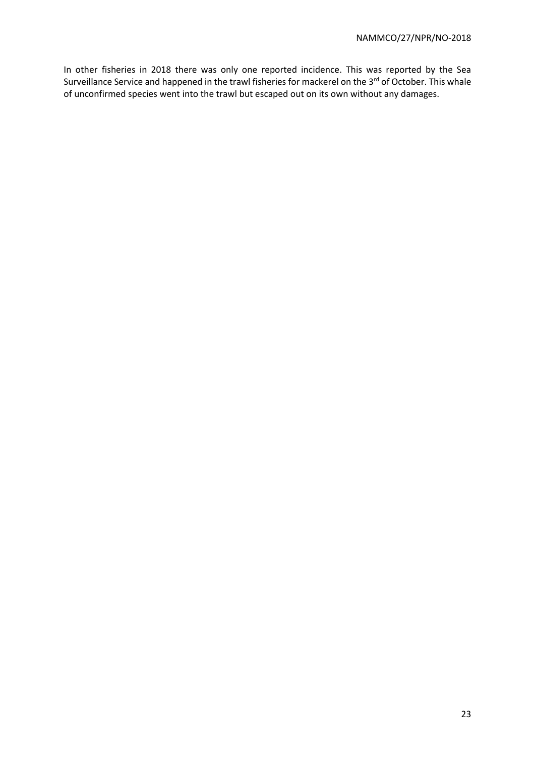In other fisheries in 2018 there was only one reported incidence. This was reported by the Sea Surveillance Service and happened in the trawl fisheries for mackerel on the 3rd of October. This whale of unconfirmed species went into the trawl but escaped out on its own without any damages.